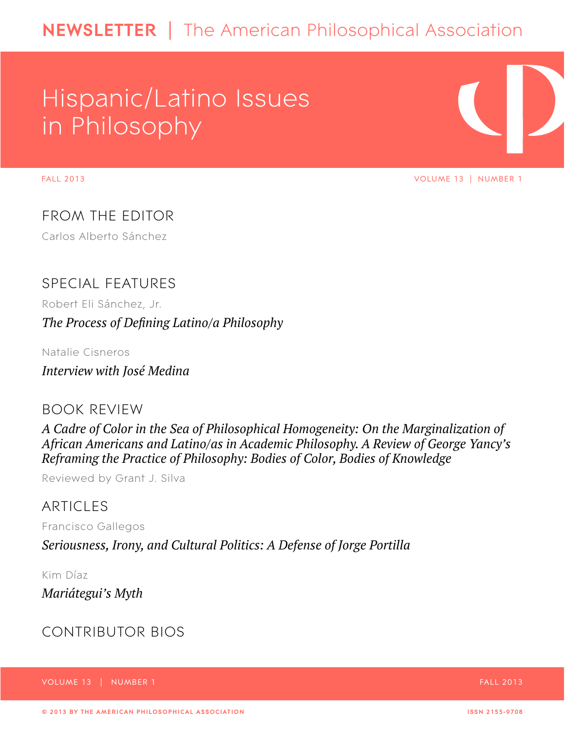# NEWSLETTER | The American Philosophical Association

# Hispanic/Latino Issues in Philosophy

FALL 2013 VOLUME 13 | NUMBER 1

## FROM THE EDITOR

Carlos Alberto Sánchez

## SPECIAL FEATURES

Robert Eli Sánchez, Jr.

*The Process of Defining Latino/a Philosophy*

Natalie Cisneros

*Interview with José Medina*

## BOOK REVIEW

*A Cadre of Color in the Sea of Philosophical Homogeneity: On the Marginalization of African Americans and Latino/as in Academic Philosophy. A Review of George Yancy's Reframing the Practice of Philosophy: Bodies of Color, Bodies of Knowledge*

Reviewed by Grant J. Silva

## ARTICLES

Francisco Gallegos

*Seriousness, Irony, and Cultural Politics: A Defense of Jorge Portilla*

Kim Díaz

*Mariátegui's Myth*

## CONTRIBUTOR BIOS

© 2013 BY THE AMERICAN PHILOSOPHICAL ASSOCIATION ISSN 2155-9708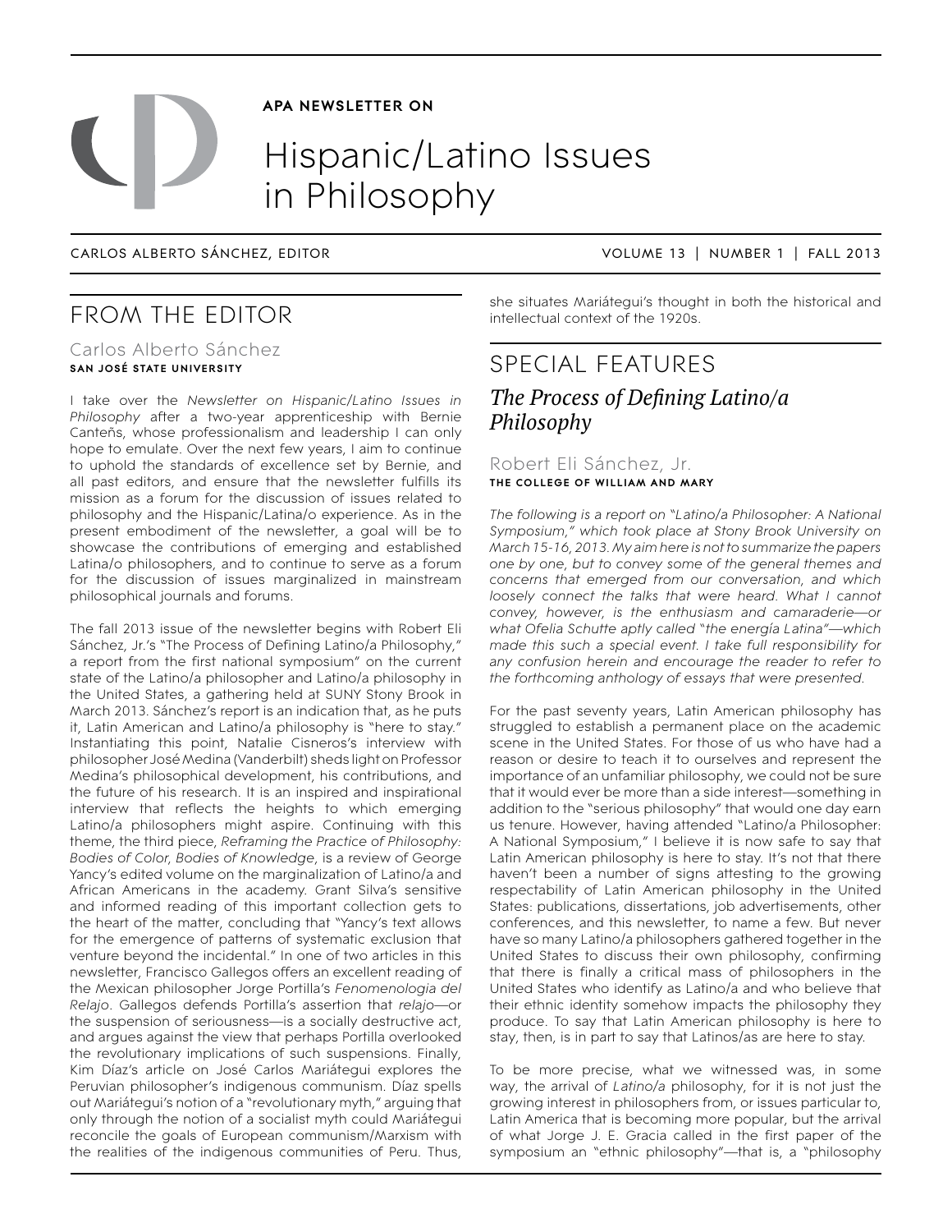# APA NEWSLETTER ON

# Hispanic/Latino Issues in Philosophy

CARLOS ALBERTO SÁNCHEZ, EDITOR

VOLUME 13 | NUMBER 1 | FALL 2013

## FROM THE EDITOR

### Carlos Alberto Sánchez

**SAN JOSÉ STATE UNIVERSITY**

I take over the *Newsletter on Hispanic/Latino Issues in Philosophy* after a two-year apprenticeship with Bernie Canteñs, whose professionalism and leadership I can only hope to emulate. Over the next few years, I aim to continue to uphold the standards of excellence set by Bernie, and all past editors, and ensure that the newsletter fulfills its mission as a forum for the discussion of issues related to philosophy and the Hispanic/Latina/o experience. As in the present embodiment of the newsletter, a goal will be to showcase the contributions of emerging and established Latina/o philosophers, and to continue to serve as a forum for the discussion of issues marginalized in mainstream philosophical journals and forums.

The fall 2013 issue of the newsletter begins with Robert Eli Sánchez, Jr.'s "The Process of Defining Latino/a Philosophy," a report from the first national symposium" on the current state of the Latino/a philosopher and Latino/a philosophy in the United States, a gathering held at SUNY Stony Brook in March 2013. Sánchez's report is an indication that, as he puts it, Latin American and Latino/a philosophy is "here to stay." Instantiating this point, Natalie Cisneros's interview with philosopher José Medina (Vanderbilt) sheds light on Professor Medina's philosophical development, his contributions, and the future of his research. It is an inspired and inspirational interview that reflects the heights to which emerging Latino/a philosophers might aspire. Continuing with this theme, the third piece, *Reframing the Practice of Philosophy: Bodies of Color, Bodies of Knowledge*, is a review of George Yancy's edited volume on the marginalization of Latino/a and African Americans in the academy. Grant Silva's sensitive and informed reading of this important collection gets to the heart of the matter, concluding that "Yancy's text allows for the emergence of patterns of systematic exclusion that venture beyond the incidental." In one of two articles in this newsletter, Francisco Gallegos offers an excellent reading of the Mexican philosopher Jorge Portilla's *Fenomenologia del Relajo*. Gallegos defends Portilla's assertion that *relajo*—or the suspension of seriousness—is a socially destructive act, and argues against the view that perhaps Portilla overlooked the revolutionary implications of such suspensions. Finally, Kim Díaz's article on José Carlos Mariátegui explores the Peruvian philosopher's indigenous communism. Díaz spells out Mariátegui's notion of a "revolutionary myth," arguing that only through the notion of a socialist myth could Mariátegui reconcile the goals of European communism/Marxism with the realities of the indigenous communities of Peru. Thus, she situates Mariátegui's thought in both the historical and intellectual context of the 1920s.

## SPECIAL FEATURES

### *The Process of Defining Latino/a Philosophy*

### Robert Eli Sánchez, Jr.

**THE COLLEGE OF WILLIAM AND MARY**

*The following is a report on "Latino/a Philosopher: A National Symposium," which took place at Stony Brook University on March 15-16, 2013. My aim here is not to summarize the papers one by one, but to convey some of the general themes and concerns that emerged from our conversation, and which loosely connect the talks that were heard. What I cannot convey, however, is the enthusiasm and camaraderie—or what Ofelia Schutte aptly called "the energía Latina"—which made this such a special event. I take full responsibility for any confusion herein and encourage the reader to refer to the forthcoming anthology of essays that were presented.*

For the past seventy years, Latin American philosophy has struggled to establish a permanent place on the academic scene in the United States. For those of us who have had a reason or desire to teach it to ourselves and represent the importance of an unfamiliar philosophy, we could not be sure that it would ever be more than a side interest—something in addition to the "serious philosophy" that would one day earn us tenure. However, having attended "Latino/a Philosopher: A National Symposium," I believe it is now safe to say that Latin American philosophy is here to stay. It's not that there haven't been a number of signs attesting to the growing respectability of Latin American philosophy in the United States: publications, dissertations, job advertisements, other conferences, and this newsletter, to name a few. But never have so many Latino/a philosophers gathered together in the United States to discuss their own philosophy, confirming that there is finally a critical mass of philosophers in the United States who identify as Latino/a and who believe that their ethnic identity somehow impacts the philosophy they produce. To say that Latin American philosophy is here to stay, then, is in part to say that Latinos/as are here to stay.

To be more precise, what we witnessed was, in some way, the arrival of *Latino/a* philosophy, for it is not just the growing interest in philosophers from, or issues particular to, Latin America that is becoming more popular, but the arrival of what Jorge J. E. Gracia called in the first paper of the symposium an "ethnic philosophy"—that is, a "philosophy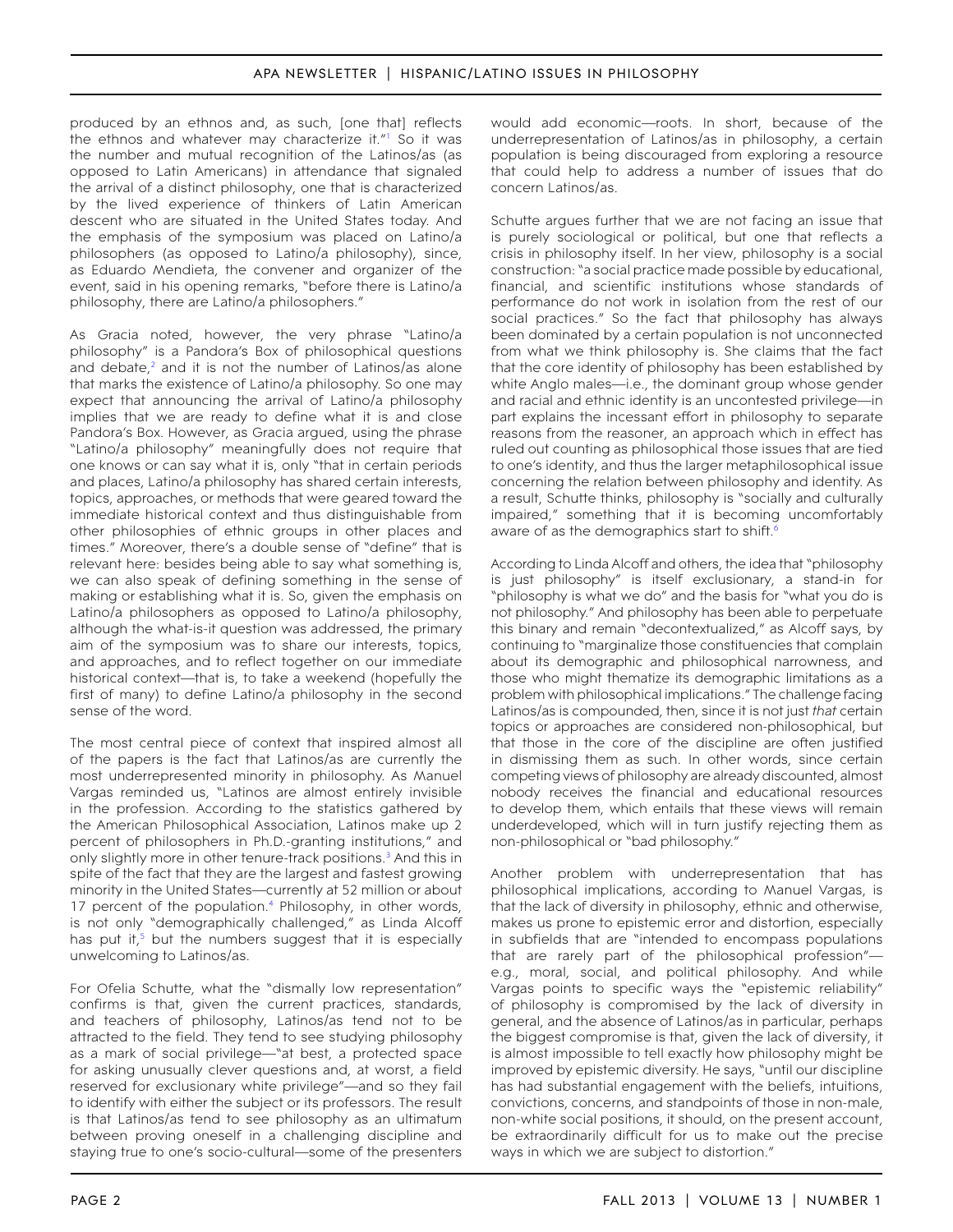produced by an ethnos and, as such, [one that] reflects the ethnos and whatever may characterize it."[1] So it was the number and mutual recognition of the Latinos/as (as opposed to Latin Americans) in attendance that signaled the arrival of a distinct philosophy, one that is characterized by the lived experience of thinkers of Latin American descent who are situated in the United States today. And the emphasis of the symposium was placed on Latino/a philosophers (as opposed to Latino/a philosophy), since, as Eduardo Mendieta, the convener and organizer of the event, said in his opening remarks, "before there is Latino/a philosophy, there are Latino/a philosophers."

As Gracia noted, however, the very phrase "Latino/a philosophy" is a Pandora's Box of philosophical questions and debate,[2] and it is not the number of Latinos/as alone that marks the existence of Latino/a philosophy. So one may expect that announcing the arrival of Latino/a philosophy implies that we are ready to define what it is and close Pandora's Box. However, as Gracia argued, using the phrase "Latino/a philosophy" meaningfully does not require that one knows or can say what it is, only "that in certain periods and places, Latino/a philosophy has shared certain interests, topics, approaches, or methods that were geared toward the immediate historical context and thus distinguishable from other philosophies of ethnic groups in other places and times." Moreover, there's a double sense of "define" that is relevant here: besides being able to say what something is, we can also speak of defining something in the sense of making or establishing what it is. So, given the emphasis on Latino/a philosophers as opposed to Latino/a philosophy, although the what-is-it question was addressed, the primary aim of the symposium was to share our interests, topics, and approaches, and to reflect together on our immediate historical context—that is, to take a weekend (hopefully the first of many) to define Latino/a philosophy in the second sense of the word.

The most central piece of context that inspired almost all of the papers is the fact that Latinos/as are currently the most underrepresented minority in philosophy. As Manuel Vargas reminded us, "Latinos are almost entirely invisible in the profession. According to the statistics gathered by the American Philosophical Association, Latinos make up 2 percent of philosophers in Ph.D.-granting institutions," and only slightly more in other tenure-track positions.[3] And this in spite of the fact that they are the largest and fastest growing minority in the United States—currently at 52 million or about 17 percent of the population.[4] Philosophy, in other words, is not only "demographically challenged," as Linda Alcoff has put it,[5] but the numbers suggest that it is especially unwelcoming to Latinos/as.

For Ofelia Schutte, what the "dismally low representation" confirms is that, given the current practices, standards, and teachers of philosophy, Latinos/as tend not to be attracted to the field. They tend to see studying philosophy as a mark of social privilege—"at best, a protected space for asking unusually clever questions and, at worst, a field reserved for exclusionary white privilege"—and so they fail to identify with either the subject or its professors. The result is that Latinos/as tend to see philosophy as an ultimatum between proving oneself in a challenging discipline and staying true to one's socio-cultural—some of the presenters would add economic—roots. In short, because of the underrepresentation of Latinos/as in philosophy, a certain population is being discouraged from exploring a resource that could help to address a number of issues that do concern Latinos/as.

Schutte argues further that we are not facing an issue that is purely sociological or political, but one that reflects a crisis in philosophy itself. In her view, philosophy is a social construction: "a social practice made possible by educational, financial, and scientific institutions whose standards of performance do not work in isolation from the rest of our social practices." So the fact that philosophy has always been dominated by a certain population is not unconnected from what we think philosophy is. She claims that the fact that the core identity of philosophy has been established by white Anglo males—i.e., the dominant group whose gender and racial and ethnic identity is an uncontested privilege—in part explains the incessant effort in philosophy to separate reasons from the reasoner, an approach which in effect has ruled out counting as philosophical those issues that are tied to one's identity, and thus the larger metaphilosophical issue concerning the relation between philosophy and identity. As a result, Schutte thinks, philosophy is "socially and culturally impaired," something that it is becoming uncomfortably aware of as the demographics start to shift.[6]

According to Linda Alcoff and others, the idea that "philosophy is just philosophy" is itself exclusionary, a stand-in for "philosophy is what we do" and the basis for "what you do is not philosophy." And philosophy has been able to perpetuate this binary and remain "decontextualized," as Alcoff says, by continuing to "marginalize those constituencies that complain about its demographic and philosophical narrowness, and those who might thematize its demographic limitations as a problem with philosophical implications." The challenge facing Latinos/as is compounded, then, since it is not just *that* certain topics or approaches are considered non-philosophical, but that those in the core of the discipline are often justified in dismissing them as such. In other words, since certain competing views of philosophy are already discounted, almost nobody receives the financial and educational resources to develop them, which entails that these views will remain underdeveloped, which will in turn justify rejecting them as non-philosophical or "bad philosophy."

Another problem with underrepresentation that has philosophical implications, according to Manuel Vargas, is that the lack of diversity in philosophy, ethnic and otherwise, makes us prone to epistemic error and distortion, especially in subfields that are "intended to encompass populations that are rarely part of the philosophical profession"—e.g., moral, social, and political philosophy. And while Vargas points to specific ways the "epistemic reliability" of philosophy is compromised by the lack of diversity in general, and the absence of Latinos/as in particular, perhaps the biggest compromise is that, given the lack of diversity, it is almost impossible to tell exactly how philosophy might be improved by epistemic diversity. He says, "until our discipline has had substantial engagement with the beliefs, intuitions, convictions, concerns, and standpoints of those in non-male, non-white social positions, it should, on the present account, be extraordinarily difficult for us to make out the precise ways in which we are subject to distortion."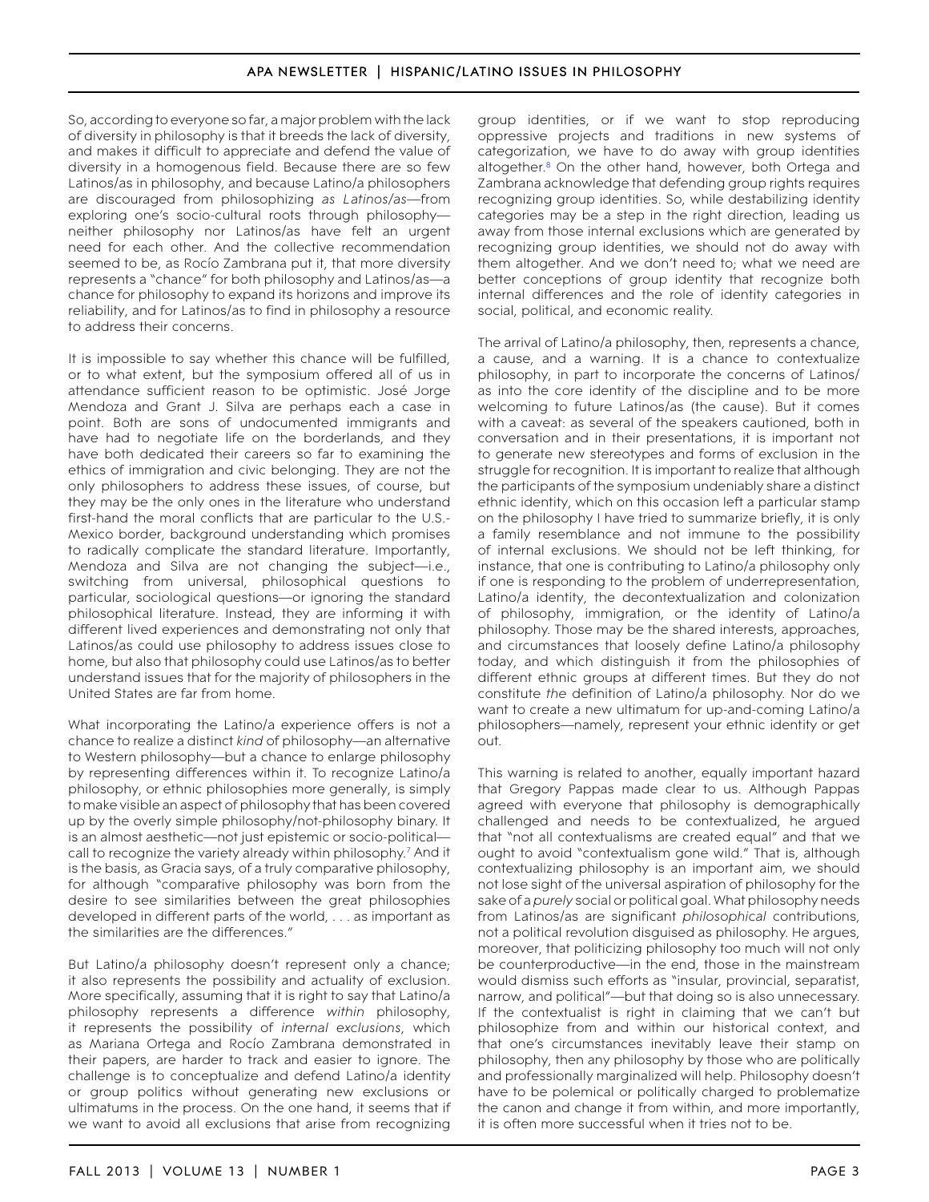So, according to everyone so far, a major problem with the lack of diversity in philosophy is that it breeds the lack of diversity, and makes it difficult to appreciate and defend the value of diversity in a homogenous field. Because there are so few Latinos/as in philosophy, and because Latino/a philosophers are discouraged from philosophizing *as Latinos/as*—from exploring one's socio-cultural roots through philosophy—neither philosophy nor Latinos/as have felt an urgent need for each other. And the collective recommendation seemed to be, as Rocío Zambrana put it, that more diversity represents a "chance" for both philosophy and Latinos/as—a chance for philosophy to expand its horizons and improve its reliability, and for Latinos/as to find in philosophy a resource to address their concerns.

It is impossible to say whether this chance will be fulfilled, or to what extent, but the symposium offered all of us in attendance sufficient reason to be optimistic. José Jorge Mendoza and Grant J. Silva are perhaps each a case in point. Both are sons of undocumented immigrants and have had to negotiate life on the borderlands, and they have both dedicated their careers so far to examining the ethics of immigration and civic belonging. They are not the only philosophers to address these issues, of course, but they may be the only ones in the literature who understand first-hand the moral conflicts that are particular to the U.S.-Mexico border, background understanding which promises to radically complicate the standard literature. Importantly, Mendoza and Silva are not changing the subject—i.e., switching from universal, philosophical questions to particular, sociological questions—or ignoring the standard philosophical literature. Instead, they are informing it with different lived experiences and demonstrating not only that Latinos/as could use philosophy to address issues close to home, but also that philosophy could use Latinos/as to better understand issues that for the majority of philosophers in the United States are far from home.

What incorporating the Latino/a experience offers is not a chance to realize a distinct *kind* of philosophy—an alternative to Western philosophy—but a chance to enlarge philosophy by representing differences within it. To recognize Latino/a philosophy, or ethnic philosophies more generally, is simply to make visible an aspect of philosophy that has been covered up by the overly simple philosophy/not-philosophy binary. It is an almost aesthetic—not just epistemic or socio-political—call to recognize the variety already within philosophy.[7] And it is the basis, as Gracia says, of a truly comparative philosophy, for although "comparative philosophy was born from the desire to see similarities between the great philosophies developed in different parts of the world, . . . as important as the similarities are the differences."

But Latino/a philosophy doesn't represent only a chance; it also represents the possibility and actuality of exclusion. More specifically, assuming that it is right to say that Latino/a philosophy represents a difference *within* philosophy, it represents the possibility of *internal exclusions*, which as Mariana Ortega and Rocío Zambrana demonstrated in their papers, are harder to track and easier to ignore. The challenge is to conceptualize and defend Latino/a identity or group politics without generating new exclusions or ultimatums in the process. On the one hand, it seems that if we want to avoid all exclusions that arise from recognizing group identities, or if we want to stop reproducing oppressive projects and traditions in new systems of categorization, we have to do away with group identities altogether.[8] On the other hand, however, both Ortega and Zambrana acknowledge that defending group rights requires recognizing group identities. So, while destabilizing identity categories may be a step in the right direction, leading us away from those internal exclusions which are generated by recognizing group identities, we should not do away with them altogether. And we don't need to; what we need are better conceptions of group identity that recognize both internal differences and the role of identity categories in social, political, and economic reality.

The arrival of Latino/a philosophy, then, represents a chance, a cause, and a warning. It is a chance to contextualize philosophy, in part to incorporate the concerns of Latinos/as into the core identity of the discipline and to be more welcoming to future Latinos/as (the cause). But it comes with a caveat: as several of the speakers cautioned, both in conversation and in their presentations, it is important not to generate new stereotypes and forms of exclusion in the struggle for recognition. It is important to realize that although the participants of the symposium undeniably share a distinct ethnic identity, which on this occasion left a particular stamp on the philosophy I have tried to summarize briefly, it is only a family resemblance and not immune to the possibility of internal exclusions. We should not be left thinking, for instance, that one is contributing to Latino/a philosophy only if one is responding to the problem of underrepresentation, Latino/a identity, the decontextualization and colonization of philosophy, immigration, or the identity of Latino/a philosophy. Those may be the shared interests, approaches, and circumstances that loosely define Latino/a philosophy today, and which distinguish it from the philosophies of different ethnic groups at different times. But they do not constitute *the* definition of Latino/a philosophy. Nor do we want to create a new ultimatum for up-and-coming Latino/a philosophers—namely, represent your ethnic identity or get out.

This warning is related to another, equally important hazard that Gregory Pappas made clear to us. Although Pappas agreed with everyone that philosophy is demographically challenged and needs to be contextualized, he argued that "not all contextualisms are created equal" and that we ought to avoid "contextualism gone wild." That is, although contextualizing philosophy is an important aim, we should not lose sight of the universal aspiration of philosophy for the sake of a *purely* social or political goal. What philosophy needs from Latinos/as are significant *philosophical* contributions, not a political revolution disguised as philosophy. He argues, moreover, that politicizing philosophy too much will not only be counterproductive—in the end, those in the mainstream would dismiss such efforts as "insular, provincial, separatist, narrow, and political"—but that doing so is also unnecessary. If the contextualist is right in claiming that we can't but philosophize from and within our historical context, and that one's circumstances inevitably leave their stamp on philosophy, then any philosophy by those who are politically and professionally marginalized will help. Philosophy doesn't have to be polemical or politically charged to problematize the canon and change it from within, and more importantly, it is often more successful when it tries not to be.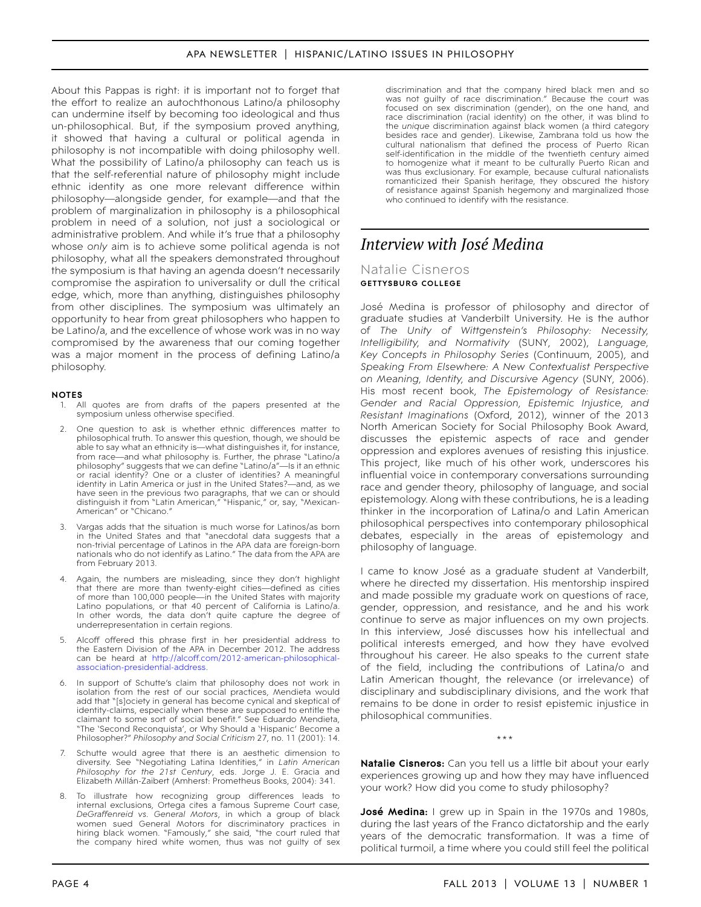About this Pappas is right: it is important not to forget that the effort to realize an autochthonous Latino/a philosophy can undermine itself by becoming too ideological and thus un-philosophical. But, if the symposium proved anything, it showed that having a cultural or political agenda in philosophy is not incompatible with doing philosophy well. What the possibility of Latino/a philosophy can teach us is that the self-referential nature of philosophy might include ethnic identity as one more relevant difference within philosophy—alongside gender, for example—and that the problem of marginalization in philosophy is a philosophical problem in need of a solution, not just a sociological or administrative problem. And while it's true that a philosophy whose *only* aim is to achieve some political agenda is not philosophy, what all the speakers demonstrated throughout the symposium is that having an agenda doesn't necessarily compromise the aspiration to universality or dull the critical edge, which, more than anything, distinguishes philosophy from other disciplines. The symposium was ultimately an opportunity to hear from great philosophers who happen to be Latino/a, and the excellence of whose work was in no way compromised by the awareness that our coming together was a major moment in the process of defining Latino/a philosophy.

#### NOTES

1. All quotes are from drafts of the papers presented at the symposium unless otherwise specified.
2. One question to ask is whether ethnic differences matter to philosophical truth. To answer this question, though, we should be able to say what an ethnicity is—what distinguishes it, for instance, from race—and what philosophy is. Further, the phrase "Latino/a philosophy" suggests that we can define "Latino/a"—Is it an ethnic or racial identity? One or a cluster of identities? A meaningful identity in Latin America or just in the United States?—and, as we have seen in the previous two paragraphs, that we can or should distinguish it from "Latin American," "Hispanic," or, say, "Mexican-American" or "Chicano."
3. Vargas adds that the situation is much worse for Latinos/as born in the United States and that "anecdotal data suggests that a non-trivial percentage of Latinos in the APA data are foreign-born nationals who do not identify as Latino." The data from the APA are from February 2013.
4. Again, the numbers are misleading, since they don't highlight that there are more than twenty-eight cities—defined as cities of more than 100,000 people—in the United States with majority Latino populations, or that 40 percent of California is Latino/a. In other words, the data don't quite capture the degree of underrepresentation in certain regions.
5. Alcoff offered this phrase first in her presidential address to the Eastern Division of the APA in December 2012. The address can be heard at http://alcoff.com/2012-american-philosophical-association-presidential-address.
6. In support of Schutte's claim that philosophy does not work in isolation from the rest of our social practices, Mendieta would add that "[s]ociety in general has become cynical and skeptical of identity-claims, especially when these are supposed to entitle the claimant to some sort of social benefit." See Eduardo Mendieta, "The 'Second Reconquista', or Why Should a 'Hispanic' Become a Philosopher?" *Philosophy and Social Criticism* 27, no. 11 (2001): 14.
7. Schutte would agree that there is an aesthetic dimension to diversity. See "Negotiating Latina Identities," in *Latin American Philosophy for the 21st Century*, eds. Jorge J. E. Gracia and Elizabeth Millán-Zaibert (Amherst: Prometheus Books, 2004): 341.
8. To illustrate how recognizing group differences leads to internal exclusions, Ortega cites a famous Supreme Court case, *DeGraffenreid vs. General Motors*, in which a group of black women sued General Motors for discriminatory practices in hiring black women. "Famously," she said, "the court ruled that the company hired white women, thus was not guilty of sex discrimination and that the company hired black men and so was not guilty of race discrimination." Because the court was focused on sex discrimination (gender), on the one hand, and race discrimination (racial identity) on the other, it was blind to the *unique* discrimination against black women (a third category besides race and gender). Likewise, Zambrana told us how the cultural nationalism that defined the process of Puerto Rican self-identification in the middle of the twentieth century aimed to homogenize what it meant to be culturally Puerto Rican and was thus exclusionary. For example, because cultural nationalists romanticized their Spanish heritage, they obscured the history of resistance against Spanish hegemony and marginalized those who continued to identify with the resistance.

# *Interview with José Medina*

## Natalie Cisneros
**GETTYSBURG COLLEGE**

José Medina is professor of philosophy and director of graduate studies at Vanderbilt University. He is the author of *The Unity of Wittgenstein's Philosophy: Necessity, Intelligibility, and Normativity* (SUNY, 2002), *Language, Key Concepts in Philosophy Series* (Continuum, 2005), and *Speaking From Elsewhere: A New Contextualist Perspective on Meaning, Identity, and Discursive Agency* (SUNY, 2006). His most recent book, *The Epistemology of Resistance: Gender and Racial Oppression, Epistemic Injustice, and Resistant Imaginations* (Oxford, 2012), winner of the 2013 North American Society for Social Philosophy Book Award, discusses the epistemic aspects of race and gender oppression and explores avenues of resisting this injustice. This project, like much of his other work, underscores his influential voice in contemporary conversations surrounding race and gender theory, philosophy of language, and social epistemology. Along with these contributions, he is a leading thinker in the incorporation of Latina/o and Latin American philosophical perspectives into contemporary philosophical debates, especially in the areas of epistemology and philosophy of language.

I came to know José as a graduate student at Vanderbilt, where he directed my dissertation. His mentorship inspired and made possible my graduate work on questions of race, gender, oppression, and resistance, and he and his work continue to serve as major influences on my own projects. In this interview, José discusses how his intellectual and political interests emerged, and how they have evolved throughout his career. He also speaks to the current state of the field, including the contributions of Latina/o and Latin American thought, the relevance (or irrelevance) of disciplinary and subdisciplinary divisions, and the work that remains to be done in order to resist epistemic injustice in philosophical communities.

\*\*\*

**Natalie Cisneros:** Can you tell us a little bit about your early experiences growing up and how they may have influenced your work? How did you come to study philosophy?

**José Medina:** I grew up in Spain in the 1970s and 1980s, during the last years of the Franco dictatorship and the early years of the democratic transformation. It was a time of political turmoil, a time where you could still feel the political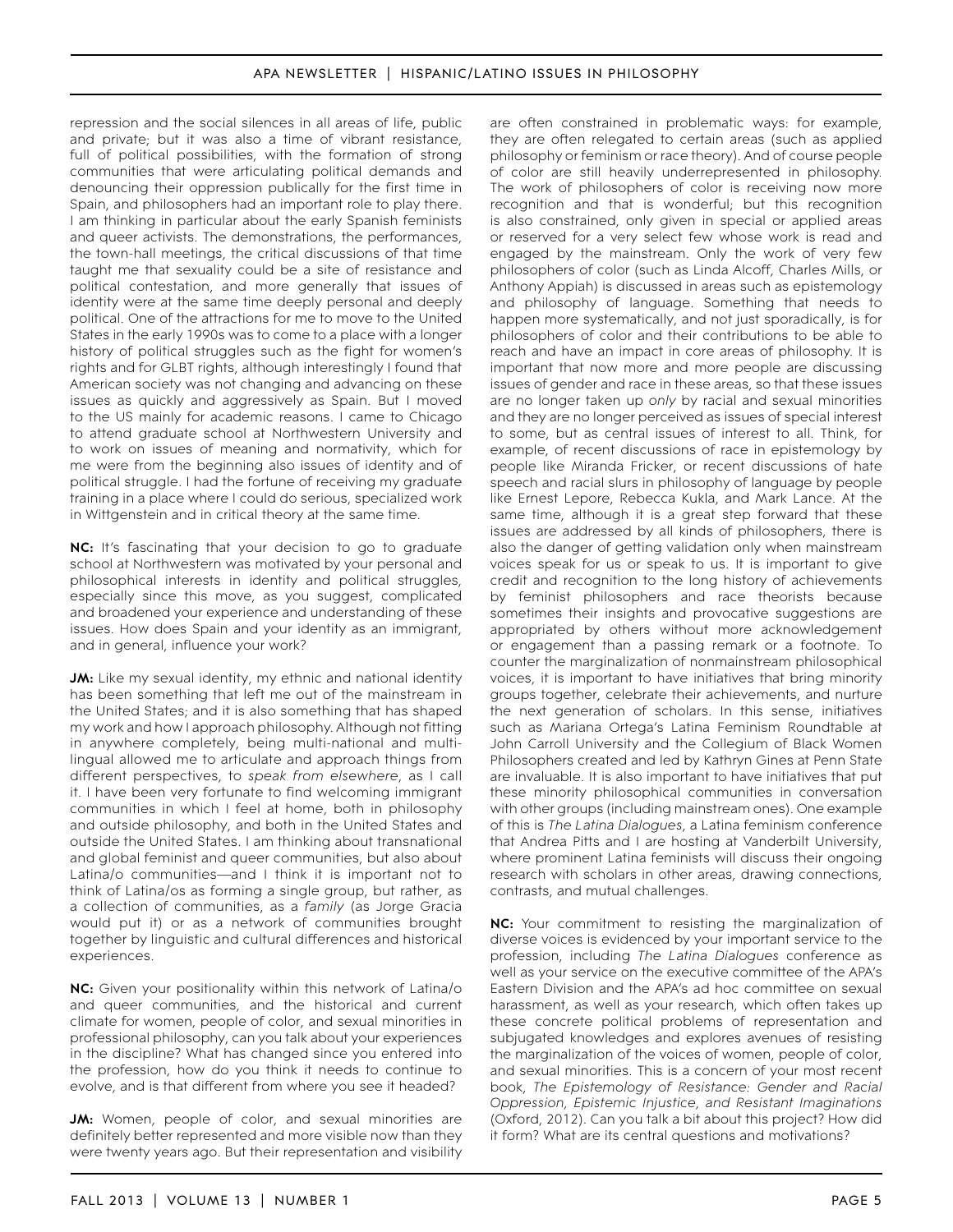repression and the social silences in all areas of life, public and private; but it was also a time of vibrant resistance, full of political possibilities, with the formation of strong communities that were articulating political demands and denouncing their oppression publically for the first time in Spain, and philosophers had an important role to play there. I am thinking in particular about the early Spanish feminists and queer activists. The demonstrations, the performances, the town-hall meetings, the critical discussions of that time taught me that sexuality could be a site of resistance and political contestation, and more generally that issues of identity were at the same time deeply personal and deeply political. One of the attractions for me to move to the United States in the early 1990s was to come to a place with a longer history of political struggles such as the fight for women's rights and for GLBT rights, although interestingly I found that American society was not changing and advancing on these issues as quickly and aggressively as Spain. But I moved to the US mainly for academic reasons. I came to Chicago to attend graduate school at Northwestern University and to work on issues of meaning and normativity, which for me were from the beginning also issues of identity and of political struggle. I had the fortune of receiving my graduate training in a place where I could do serious, specialized work in Wittgenstein and in critical theory at the same time.

**NC:** It's fascinating that your decision to go to graduate school at Northwestern was motivated by your personal and philosophical interests in identity and political struggles, especially since this move, as you suggest, complicated and broadened your experience and understanding of these issues. How does Spain and your identity as an immigrant, and in general, influence your work?

**JM:** Like my sexual identity, my ethnic and national identity has been something that left me out of the mainstream in the United States; and it is also something that has shaped my work and how I approach philosophy. Although not fitting in anywhere completely, being multi-national and multi-lingual allowed me to articulate and approach things from different perspectives, to *speak from elsewhere*, as I call it. I have been very fortunate to find welcoming immigrant communities in which I feel at home, both in philosophy and outside philosophy, and both in the United States and outside the United States. I am thinking about transnational and global feminist and queer communities, but also about Latina/o communities—and I think it is important not to think of Latina/os as forming a single group, but rather, as a collection of communities, as a *family* (as Jorge Gracia would put it) or as a network of communities brought together by linguistic and cultural differences and historical experiences.

**NC:** Given your positionality within this network of Latina/o and queer communities, and the historical and current climate for women, people of color, and sexual minorities in professional philosophy, can you talk about your experiences in the discipline? What has changed since you entered into the profession, how do you think it needs to continue to evolve, and is that different from where you see it headed?

**JM:** Women, people of color, and sexual minorities are definitely better represented and more visible now than they were twenty years ago. But their representation and visibility are often constrained in problematic ways: for example, they are often relegated to certain areas (such as applied philosophy or feminism or race theory). And of course people of color are still heavily underrepresented in philosophy. The work of philosophers of color is receiving now more recognition and that is wonderful; but this recognition is also constrained, only given in special or applied areas or reserved for a very select few whose work is read and engaged by the mainstream. Only the work of very few philosophers of color (such as Linda Alcoff, Charles Mills, or Anthony Appiah) is discussed in areas such as epistemology and philosophy of language. Something that needs to happen more systematically, and not just sporadically, is for philosophers of color and their contributions to be able to reach and have an impact in core areas of philosophy. It is important that now more and more people are discussing issues of gender and race in these areas, so that these issues are no longer taken up *only* by racial and sexual minorities and they are no longer perceived as issues of special interest to some, but as central issues of interest to all. Think, for example, of recent discussions of race in epistemology by people like Miranda Fricker, or recent discussions of hate speech and racial slurs in philosophy of language by people like Ernest Lepore, Rebecca Kukla, and Mark Lance. At the same time, although it is a great step forward that these issues are addressed by all kinds of philosophers, there is also the danger of getting validation only when mainstream voices speak for us or speak to us. It is important to give credit and recognition to the long history of achievements by feminist philosophers and race theorists because sometimes their insights and provocative suggestions are appropriated by others without more acknowledgement or engagement than a passing remark or a footnote. To counter the marginalization of nonmainstream philosophical voices, it is important to have initiatives that bring minority groups together, celebrate their achievements, and nurture the next generation of scholars. In this sense, initiatives such as Mariana Ortega's Latina Feminism Roundtable at John Carroll University and the Collegium of Black Women Philosophers created and led by Kathryn Gines at Penn State are invaluable. It is also important to have initiatives that put these minority philosophical communities in conversation with other groups (including mainstream ones). One example of this is *The Latina Dialogues*, a Latina feminism conference that Andrea Pitts and I are hosting at Vanderbilt University, where prominent Latina feminists will discuss their ongoing research with scholars in other areas, drawing connections, contrasts, and mutual challenges.

**NC:** Your commitment to resisting the marginalization of diverse voices is evidenced by your important service to the profession, including *The Latina Dialogues* conference as well as your service on the executive committee of the APA's Eastern Division and the APA's ad hoc committee on sexual harassment, as well as your research, which often takes up these concrete political problems of representation and subjugated knowledges and explores avenues of resisting the marginalization of the voices of women, people of color, and sexual minorities. This is a concern of your most recent book, *The Epistemology of Resistance: Gender and Racial Oppression, Epistemic Injustice, and Resistant Imaginations* (Oxford, 2012). Can you talk a bit about this project? How did it form? What are its central questions and motivations?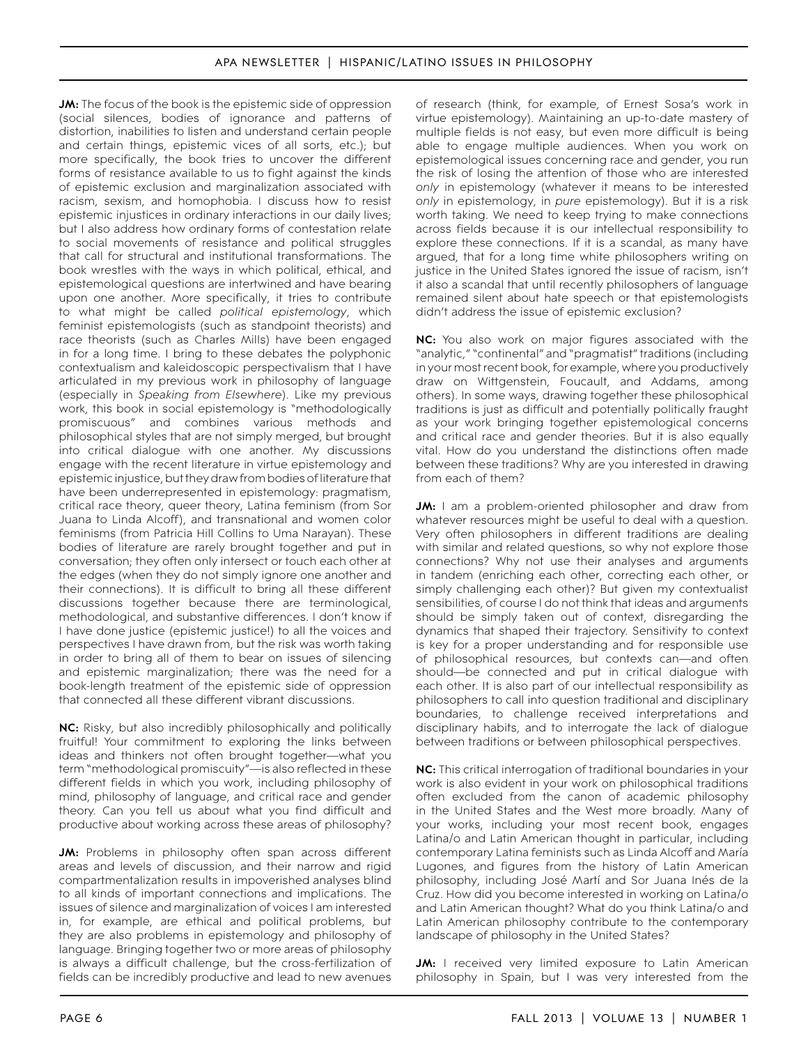**JM:** The focus of the book is the epistemic side of oppression (social silences, bodies of ignorance and patterns of distortion, inabilities to listen and understand certain people and certain things, epistemic vices of all sorts, etc.); but more specifically, the book tries to uncover the different forms of resistance available to us to fight against the kinds of epistemic exclusion and marginalization associated with racism, sexism, and homophobia. I discuss how to resist epistemic injustices in ordinary interactions in our daily lives; but I also address how ordinary forms of contestation relate to social movements of resistance and political struggles that call for structural and institutional transformations. The book wrestles with the ways in which political, ethical, and epistemological questions are intertwined and have bearing upon one another. More specifically, it tries to contribute to what might be called *political epistemology*, which feminist epistemologists (such as standpoint theorists) and race theorists (such as Charles Mills) have been engaged in for a long time. I bring to these debates the polyphonic contextualism and kaleidoscopic perspectivalism that I have articulated in my previous work in philosophy of language (especially in *Speaking from Elsewhere*). Like my previous work, this book in social epistemology is "methodologically promiscuous" and combines various methods and philosophical styles that are not simply merged, but brought into critical dialogue with one another. My discussions engage with the recent literature in virtue epistemology and epistemic injustice, but they draw from bodies of literature that have been underrepresented in epistemology: pragmatism, critical race theory, queer theory, Latina feminism (from Sor Juana to Linda Alcoff), and transnational and women color feminisms (from Patricia Hill Collins to Uma Narayan). These bodies of literature are rarely brought together and put in conversation; they often only intersect or touch each other at the edges (when they do not simply ignore one another and their connections). It is difficult to bring all these different discussions together because there are terminological, methodological, and substantive differences. I don't know if I have done justice (epistemic justice!) to all the voices and perspectives I have drawn from, but the risk was worth taking in order to bring all of them to bear on issues of silencing and epistemic marginalization; there was the need for a book-length treatment of the epistemic side of oppression that connected all these different vibrant discussions.

**NC:** Risky, but also incredibly philosophically and politically fruitful! Your commitment to exploring the links between ideas and thinkers not often brought together—what you term "methodological promiscuity"—is also reflected in these different fields in which you work, including philosophy of mind, philosophy of language, and critical race and gender theory. Can you tell us about what you find difficult and productive about working across these areas of philosophy?

**JM:** Problems in philosophy often span across different areas and levels of discussion, and their narrow and rigid compartmentalization results in impoverished analyses blind to all kinds of important connections and implications. The issues of silence and marginalization of voices I am interested in, for example, are ethical and political problems, but they are also problems in epistemology and philosophy of language. Bringing together two or more areas of philosophy is always a difficult challenge, but the cross-fertilization of fields can be incredibly productive and lead to new avenues of research (think, for example, of Ernest Sosa's work in virtue epistemology). Maintaining an up-to-date mastery of multiple fields is not easy, but even more difficult is being able to engage multiple audiences. When you work on epistemological issues concerning race and gender, you run the risk of losing the attention of those who are interested *only* in epistemology (whatever it means to be interested *only* in epistemology, in *pure* epistemology). But it is a risk worth taking. We need to keep trying to make connections across fields because it is our intellectual responsibility to explore these connections. If it is a scandal, as many have argued, that for a long time white philosophers writing on justice in the United States ignored the issue of racism, isn't it also a scandal that until recently philosophers of language remained silent about hate speech or that epistemologists didn't address the issue of epistemic exclusion?

**NC:** You also work on major figures associated with the "analytic," "continental" and "pragmatist" traditions (including in your most recent book, for example, where you productively draw on Wittgenstein, Foucault, and Addams, among others). In some ways, drawing together these philosophical traditions is just as difficult and potentially politically fraught as your work bringing together epistemological concerns and critical race and gender theories. But it is also equally vital. How do you understand the distinctions often made between these traditions? Why are you interested in drawing from each of them?

**JM:** I am a problem-oriented philosopher and draw from whatever resources might be useful to deal with a question. Very often philosophers in different traditions are dealing with similar and related questions, so why not explore those connections? Why not use their analyses and arguments in tandem (enriching each other, correcting each other, or simply challenging each other)? But given my contextualist sensibilities, of course I do not think that ideas and arguments should be simply taken out of context, disregarding the dynamics that shaped their trajectory. Sensitivity to context is key for a proper understanding and for responsible use of philosophical resources, but contexts can—and often should—be connected and put in critical dialogue with each other. It is also part of our intellectual responsibility as philosophers to call into question traditional and disciplinary boundaries, to challenge received interpretations and disciplinary habits, and to interrogate the lack of dialogue between traditions or between philosophical perspectives.

**NC:** This critical interrogation of traditional boundaries in your work is also evident in your work on philosophical traditions often excluded from the canon of academic philosophy in the United States and the West more broadly. Many of your works, including your most recent book, engages Latina/o and Latin American thought in particular, including contemporary Latina feminists such as Linda Alcoff and María Lugones, and figures from the history of Latin American philosophy, including José Martí and Sor Juana Inés de la Cruz. How did you become interested in working on Latina/o and Latin American thought? What do you think Latina/o and Latin American philosophy contribute to the contemporary landscape of philosophy in the United States?

**JM:** I received very limited exposure to Latin American philosophy in Spain, but I was very interested from the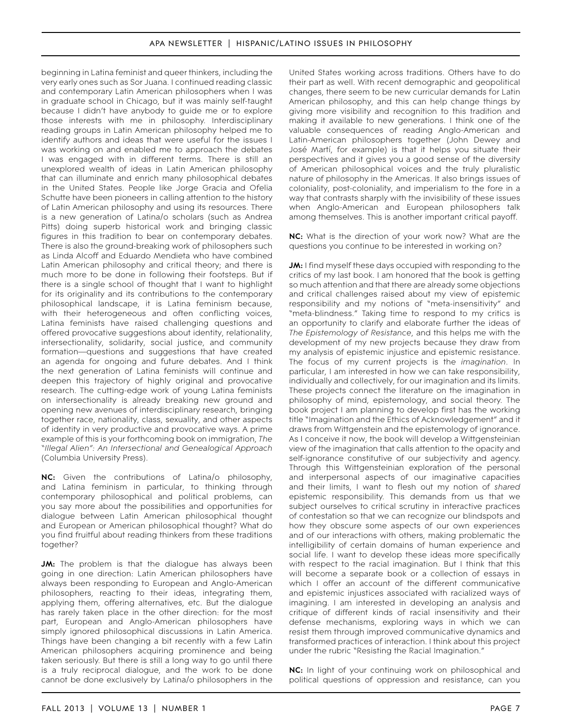beginning in Latina feminist and queer thinkers, including the very early ones such as Sor Juana. I continued reading classic and contemporary Latin American philosophers when I was in graduate school in Chicago, but it was mainly self-taught because I didn't have anybody to guide me or to explore those interests with me in philosophy. Interdisciplinary reading groups in Latin American philosophy helped me to identify authors and ideas that were useful for the issues I was working on and enabled me to approach the debates I was engaged with in different terms. There is still an unexplored wealth of ideas in Latin American philosophy that can illuminate and enrich many philosophical debates in the United States. People like Jorge Gracia and Ofelia Schutte have been pioneers in calling attention to the history of Latin American philosophy and using its resources. There is a new generation of Latina/o scholars (such as Andrea Pitts) doing superb historical work and bringing classic figures in this tradition to bear on contemporary debates. There is also the ground-breaking work of philosophers such as Linda Alcoff and Eduardo Mendieta who have combined Latin American philosophy and critical theory; and there is much more to be done in following their footsteps. But if there is a single school of thought that I want to highlight for its originality and its contributions to the contemporary philosophical landscape, it is Latina feminism because, with their heterogeneous and often conflicting voices, Latina feminists have raised challenging questions and offered provocative suggestions about identity, relationality, intersectionality, solidarity, social justice, and community formation—questions and suggestions that have created an agenda for ongoing and future debates. And I think the next generation of Latina feminists will continue and deepen this trajectory of highly original and provocative research. The cutting-edge work of young Latina feminists on intersectionality is already breaking new ground and opening new avenues of interdisciplinary research, bringing together race, nationality, class, sexuality, and other aspects of identity in very productive and provocative ways. A prime example of this is your forthcoming book on immigration, *The "Illegal Alien": An Intersectional and Genealogical Approach* (Columbia University Press).

**NC:** Given the contributions of Latina/o philosophy, and Latina feminism in particular, to thinking through contemporary philosophical and political problems, can you say more about the possibilities and opportunities for dialogue between Latin American philosophical thought and European or American philosophical thought? What do you find fruitful about reading thinkers from these traditions together?

**JM:** The problem is that the dialogue has always been going in one direction: Latin American philosophers have always been responding to European and Anglo-American philosophers, reacting to their ideas, integrating them, applying them, offering alternatives, etc. But the dialogue has rarely taken place in the other direction: for the most part, European and Anglo-American philosophers have simply ignored philosophical discussions in Latin America. Things have been changing a bit recently with a few Latin American philosophers acquiring prominence and being taken seriously. But there is still a long way to go until there is a truly reciprocal dialogue, and the work to be done cannot be done exclusively by Latina/o philosophers in the United States working across traditions. Others have to do their part as well. With recent demographic and geopolitical changes, there seem to be new curricular demands for Latin American philosophy, and this can help change things by giving more visibility and recognition to this tradition and making it available to new generations. I think one of the valuable consequences of reading Anglo-American and Latin-American philosophers together (John Dewey and José Martí, for example) is that it helps you situate their perspectives and it gives you a good sense of the diversity of American philosophical voices and the truly pluralistic nature of philosophy in the Americas. It also brings issues of coloniality, post-coloniality, and imperialism to the fore in a way that contrasts sharply with the invisibility of these issues when Anglo-American and European philosophers talk among themselves. This is another important critical payoff.

**NC:** What is the direction of your work now? What are the questions you continue to be interested in working on?

**JM:** I find myself these days occupied with responding to the critics of my last book. I am honored that the book is getting so much attention and that there are already some objections and critical challenges raised about my view of epistemic responsibility and my notions of "meta-insensitivity" and "meta-blindness." Taking time to respond to my critics is an opportunity to clarify and elaborate further the ideas of *The Epistemology of Resistance*, and this helps me with the development of my new projects because they draw from my analysis of epistemic injustice and epistemic resistance. The focus of my current projects is the *imagination*. In particular, I am interested in how we can take responsibility, individually and collectively, for our imagination and its limits. These projects connect the literature on the imagination in philosophy of mind, epistemology, and social theory. The book project I am planning to develop first has the working title "Imagination and the Ethics of Acknowledgement" and it draws from Wittgenstein and the epistemology of ignorance. As I conceive it now, the book will develop a Wittgensteinian view of the imagination that calls attention to the opacity and self-ignorance constitutive of our subjectivity and agency. Through this Wittgensteinian exploration of the personal and interpersonal aspects of our imaginative capacities and their limits, I want to flesh out my notion of *shared* epistemic responsibility. This demands from us that we subject ourselves to critical scrutiny in interactive practices of contestation so that we can recognize our blindspots and how they obscure some aspects of our own experiences and of our interactions with others, making problematic the intelligibility of certain domains of human experience and social life. I want to develop these ideas more specifically with respect to the racial imagination. But I think that this will become a separate book or a collection of essays in which I offer an account of the different communicative and epistemic injustices associated with racialized ways of imagining. I am interested in developing an analysis and critique of different kinds of racial insensitivity and their defense mechanisms, exploring ways in which we can resist them through improved communicative dynamics and transformed practices of interaction. I think about this project under the rubric "Resisting the Racial Imagination."

**NC:** In light of your continuing work on philosophical and political questions of oppression and resistance, can you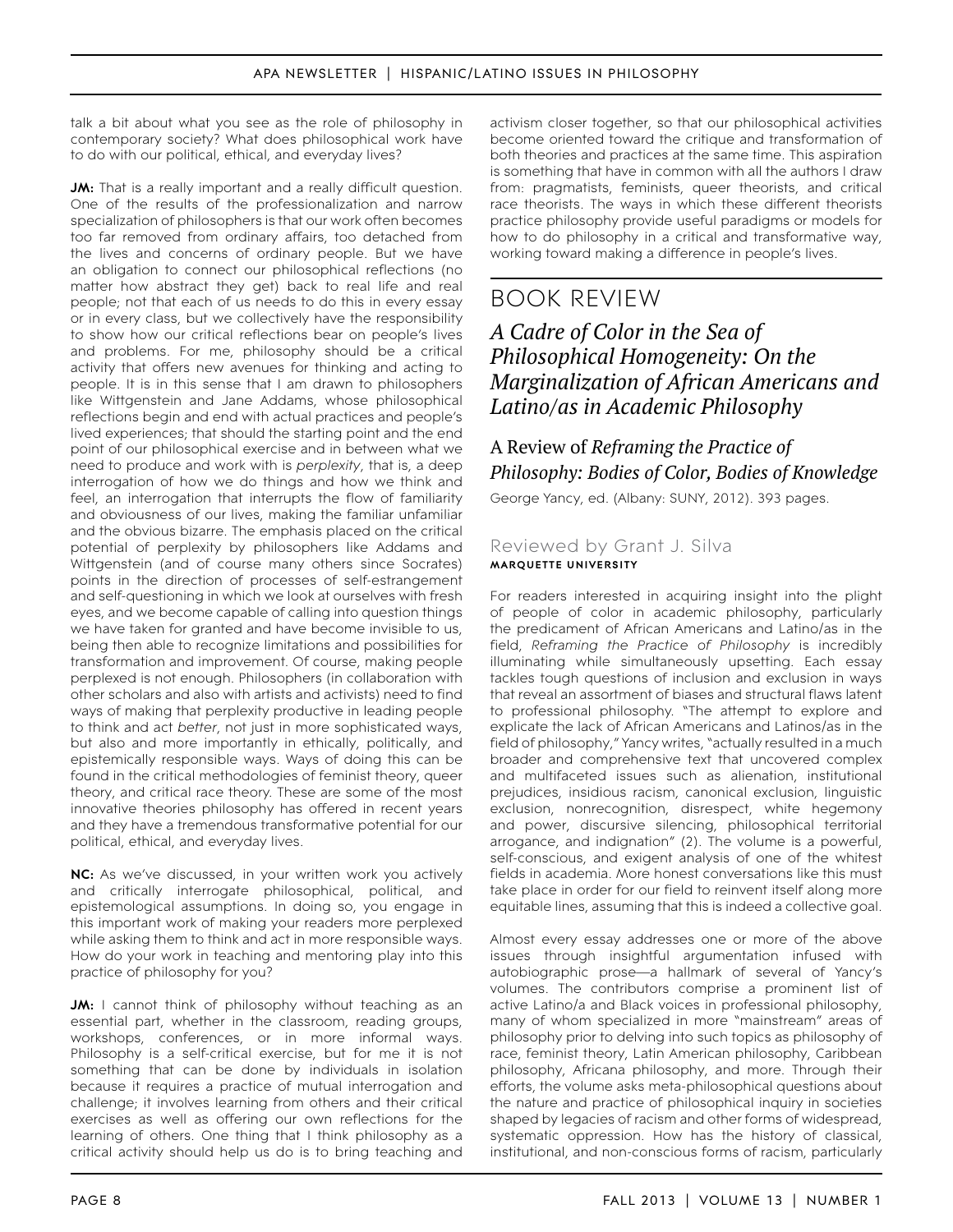talk a bit about what you see as the role of philosophy in contemporary society? What does philosophical work have to do with our political, ethical, and everyday lives?

**JM:** That is a really important and a really difficult question. One of the results of the professionalization and narrow specialization of philosophers is that our work often becomes too far removed from ordinary affairs, too detached from the lives and concerns of ordinary people. But we have an obligation to connect our philosophical reflections (no matter how abstract they get) back to real life and real people; not that each of us needs to do this in every essay or in every class, but we collectively have the responsibility to show how our critical reflections bear on people's lives and problems. For me, philosophy should be a critical activity that offers new avenues for thinking and acting to people. It is in this sense that I am drawn to philosophers like Wittgenstein and Jane Addams, whose philosophical reflections begin and end with actual practices and people's lived experiences; that should the starting point and the end point of our philosophical exercise and in between what we need to produce and work with is *perplexity*, that is, a deep interrogation of how we do things and how we think and feel, an interrogation that interrupts the flow of familiarity and obviousness of our lives, making the familiar unfamiliar and the obvious bizarre. The emphasis placed on the critical potential of perplexity by philosophers like Addams and Wittgenstein (and of course many others since Socrates) points in the direction of processes of self-estrangement and self-questioning in which we look at ourselves with fresh eyes, and we become capable of calling into question things we have taken for granted and have become invisible to us, being then able to recognize limitations and possibilities for transformation and improvement. Of course, making people perplexed is not enough. Philosophers (in collaboration with other scholars and also with artists and activists) need to find ways of making that perplexity productive in leading people to think and act *better*, not just in more sophisticated ways, but also and more importantly in ethically, politically, and epistemically responsible ways. Ways of doing this can be found in the critical methodologies of feminist theory, queer theory, and critical race theory. These are some of the most innovative theories philosophy has offered in recent years and they have a tremendous transformative potential for our political, ethical, and everyday lives.

**NC:** As we've discussed, in your written work you actively and critically interrogate philosophical, political, and epistemological assumptions. In doing so, you engage in this important work of making your readers more perplexed while asking them to think and act in more responsible ways. How do your work in teaching and mentoring play into this practice of philosophy for you?

**JM:** I cannot think of philosophy without teaching as an essential part, whether in the classroom, reading groups, workshops, conferences, or in more informal ways. Philosophy is a self-critical exercise, but for me it is not something that can be done by individuals in isolation because it requires a practice of mutual interrogation and challenge; it involves learning from others and their critical exercises as well as offering our own reflections for the learning of others. One thing that I think philosophy as a critical activity should help us do is to bring teaching and activism closer together, so that our philosophical activities become oriented toward the critique and transformation of both theories and practices at the same time. This aspiration is something that have in common with all the authors I draw from: pragmatists, feminists, queer theorists, and critical race theorists. The ways in which these different theorists practice philosophy provide useful paradigms or models for how to do philosophy in a critical and transformative way, working toward making a difference in people's lives.

# BOOK REVIEW

## *A Cadre of Color in the Sea of Philosophical Homogeneity: On the Marginalization of African Americans and Latino/as in Academic Philosophy*

### A Review of *Reframing the Practice of Philosophy: Bodies of Color, Bodies of Knowledge*

George Yancy, ed. (Albany: SUNY, 2012). 393 pages.

### Reviewed by Grant J. Silva

**MARQUETTE UNIVERSITY**

For readers interested in acquiring insight into the plight of people of color in academic philosophy, particularly the predicament of African Americans and Latino/as in the field, *Reframing the Practice of Philosophy* is incredibly illuminating while simultaneously upsetting. Each essay tackles tough questions of inclusion and exclusion in ways that reveal an assortment of biases and structural flaws latent to professional philosophy. "The attempt to explore and explicate the lack of African Americans and Latinos/as in the field of philosophy," Yancy writes, "actually resulted in a much broader and comprehensive text that uncovered complex and multifaceted issues such as alienation, institutional prejudices, insidious racism, canonical exclusion, linguistic exclusion, nonrecognition, disrespect, white hegemony and power, discursive silencing, philosophical territorial arrogance, and indignation" (2). The volume is a powerful, self-conscious, and exigent analysis of one of the whitest fields in academia. More honest conversations like this must take place in order for our field to reinvent itself along more equitable lines, assuming that this is indeed a collective goal.

Almost every essay addresses one or more of the above issues through insightful argumentation infused with autobiographic prose—a hallmark of several of Yancy's volumes. The contributors comprise a prominent list of active Latino/a and Black voices in professional philosophy, many of whom specialized in more "mainstream" areas of philosophy prior to delving into such topics as philosophy of race, feminist theory, Latin American philosophy, Caribbean philosophy, Africana philosophy, and more. Through their efforts, the volume asks meta-philosophical questions about the nature and practice of philosophical inquiry in societies shaped by legacies of racism and other forms of widespread, systematic oppression. How has the history of classical, institutional, and non-conscious forms of racism, particularly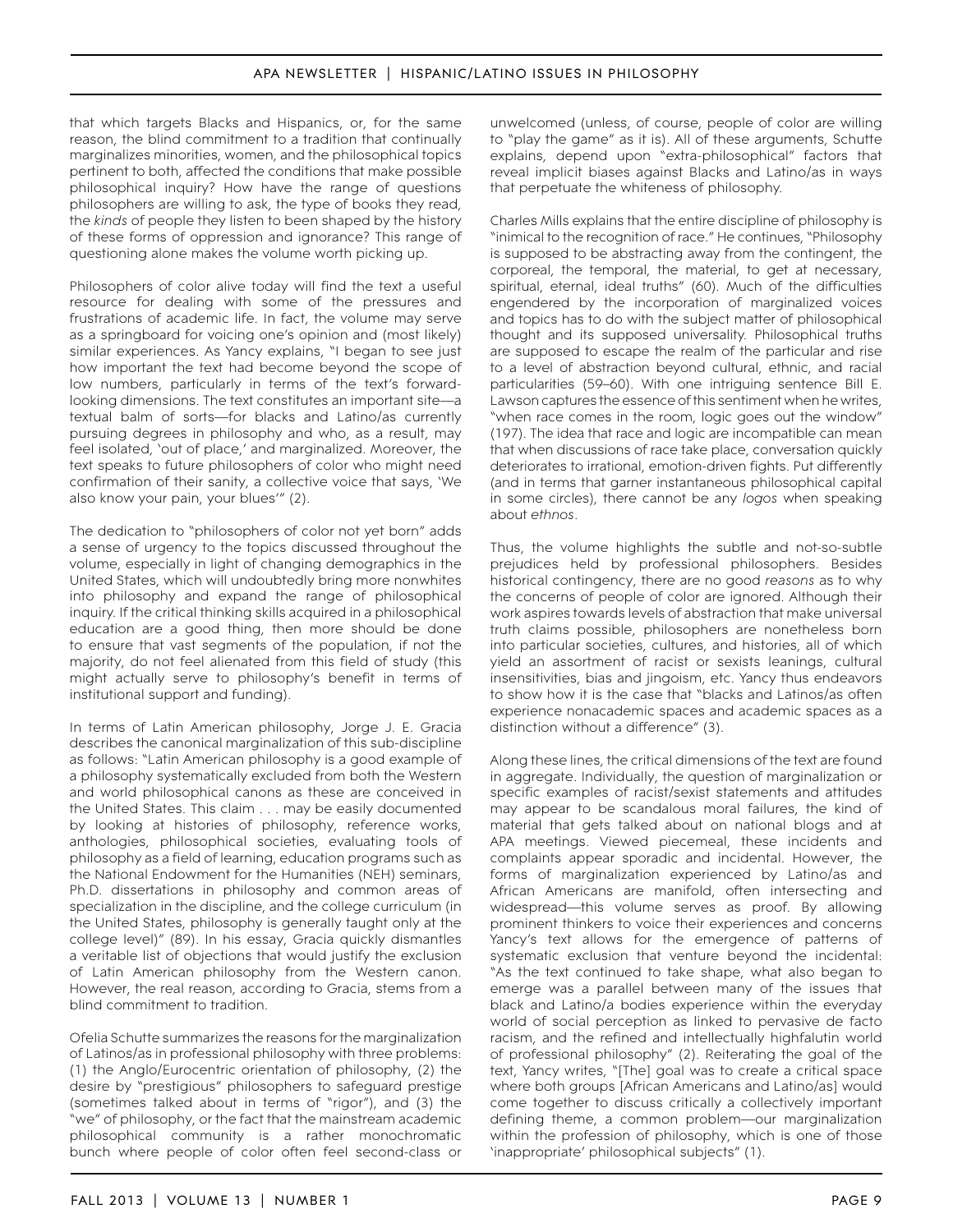that which targets Blacks and Hispanics, or, for the same reason, the blind commitment to a tradition that continually marginalizes minorities, women, and the philosophical topics pertinent to both, affected the conditions that make possible philosophical inquiry? How have the range of questions philosophers are willing to ask, the type of books they read, the *kinds* of people they listen to been shaped by the history of these forms of oppression and ignorance? This range of questioning alone makes the volume worth picking up.

Philosophers of color alive today will find the text a useful resource for dealing with some of the pressures and frustrations of academic life. In fact, the volume may serve as a springboard for voicing one's opinion and (most likely) similar experiences. As Yancy explains, "I began to see just how important the text had become beyond the scope of low numbers, particularly in terms of the text's forward-looking dimensions. The text constitutes an important site—a textual balm of sorts—for blacks and Latino/as currently pursuing degrees in philosophy and who, as a result, may feel isolated, 'out of place,' and marginalized. Moreover, the text speaks to future philosophers of color who might need confirmation of their sanity, a collective voice that says, 'We also know your pain, your blues'" (2).

The dedication to "philosophers of color not yet born" adds a sense of urgency to the topics discussed throughout the volume, especially in light of changing demographics in the United States, which will undoubtedly bring more nonwhites into philosophy and expand the range of philosophical inquiry. If the critical thinking skills acquired in a philosophical education are a good thing, then more should be done to ensure that vast segments of the population, if not the majority, do not feel alienated from this field of study (this might actually serve to philosophy's benefit in terms of institutional support and funding).

In terms of Latin American philosophy, Jorge J. E. Gracia describes the canonical marginalization of this sub-discipline as follows: "Latin American philosophy is a good example of a philosophy systematically excluded from both the Western and world philosophical canons as these are conceived in the United States. This claim . . . may be easily documented by looking at histories of philosophy, reference works, anthologies, philosophical societies, evaluating tools of philosophy as a field of learning, education programs such as the National Endowment for the Humanities (NEH) seminars, Ph.D. dissertations in philosophy and common areas of specialization in the discipline, and the college curriculum (in the United States, philosophy is generally taught only at the college level)" (89). In his essay, Gracia quickly dismantles a veritable list of objections that would justify the exclusion of Latin American philosophy from the Western canon. However, the real reason, according to Gracia, stems from a blind commitment to tradition.

Ofelia Schutte summarizes the reasons for the marginalization of Latinos/as in professional philosophy with three problems: (1) the Anglo/Eurocentric orientation of philosophy, (2) the desire by "prestigious" philosophers to safeguard prestige (sometimes talked about in terms of "rigor"), and (3) the "we" of philosophy, or the fact that the mainstream academic philosophical community is a rather monochromatic bunch where people of color often feel second-class or unwelcomed (unless, of course, people of color are willing to "play the game" as it is). All of these arguments, Schutte explains, depend upon "extra-philosophical" factors that reveal implicit biases against Blacks and Latino/as in ways that perpetuate the whiteness of philosophy.

Charles Mills explains that the entire discipline of philosophy is "inimical to the recognition of race." He continues, "Philosophy is supposed to be abstracting away from the contingent, the corporeal, the temporal, the material, to get at necessary, spiritual, eternal, ideal truths" (60). Much of the difficulties engendered by the incorporation of marginalized voices and topics has to do with the subject matter of philosophical thought and its supposed universality. Philosophical truths are supposed to escape the realm of the particular and rise to a level of abstraction beyond cultural, ethnic, and racial particularities (59–60). With one intriguing sentence Bill E. Lawson captures the essence of this sentiment when he writes, "when race comes in the room, logic goes out the window" (197). The idea that race and logic are incompatible can mean that when discussions of race take place, conversation quickly deteriorates to irrational, emotion-driven fights. Put differently (and in terms that garner instantaneous philosophical capital in some circles), there cannot be any *logos* when speaking about *ethnos*.

Thus, the volume highlights the subtle and not-so-subtle prejudices held by professional philosophers. Besides historical contingency, there are no good *reasons* as to why the concerns of people of color are ignored. Although their work aspires towards levels of abstraction that make universal truth claims possible, philosophers are nonetheless born into particular societies, cultures, and histories, all of which yield an assortment of racist or sexists leanings, cultural insensitivities, bias and jingoism, etc. Yancy thus endeavors to show how it is the case that "blacks and Latinos/as often experience nonacademic spaces and academic spaces as a distinction without a difference" (3).

Along these lines, the critical dimensions of the text are found in aggregate. Individually, the question of marginalization or specific examples of racist/sexist statements and attitudes may appear to be scandalous moral failures, the kind of material that gets talked about on national blogs and at APA meetings. Viewed piecemeal, these incidents and complaints appear sporadic and incidental. However, the forms of marginalization experienced by Latino/as and African Americans are manifold, often intersecting and widespread—this volume serves as proof. By allowing prominent thinkers to voice their experiences and concerns Yancy's text allows for the emergence of patterns of systematic exclusion that venture beyond the incidental: "As the text continued to take shape, what also began to emerge was a parallel between many of the issues that black and Latino/a bodies experience within the everyday world of social perception as linked to pervasive de facto racism, and the refined and intellectually highfalutin world of professional philosophy" (2). Reiterating the goal of the text, Yancy writes, "[The] goal was to create a critical space where both groups [African Americans and Latino/as] would come together to discuss critically a collectively important defining theme, a common problem—our marginalization within the profession of philosophy, which is one of those 'inappropriate' philosophical subjects" (1).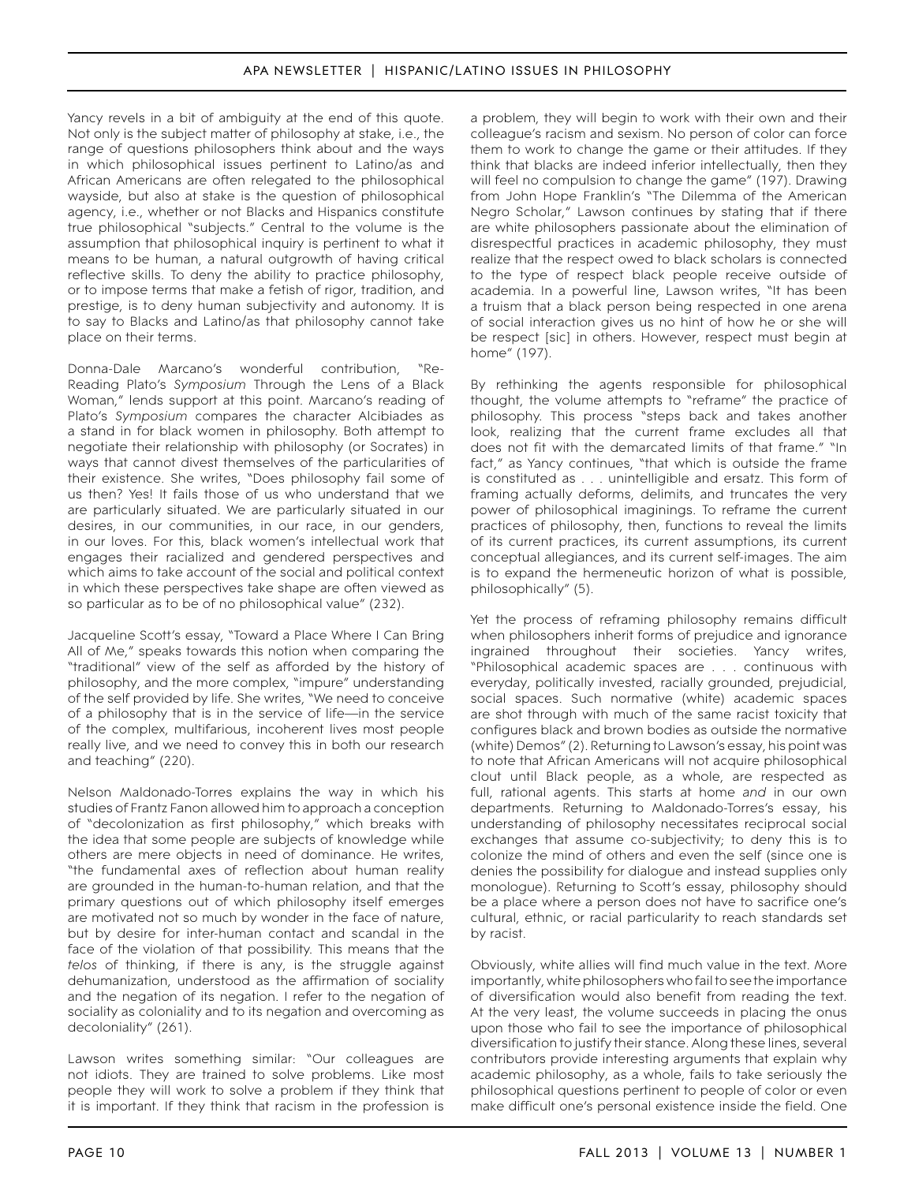Yancy revels in a bit of ambiguity at the end of this quote. Not only is the subject matter of philosophy at stake, i.e., the range of questions philosophers think about and the ways in which philosophical issues pertinent to Latino/as and African Americans are often relegated to the philosophical wayside, but also at stake is the question of philosophical agency, i.e., whether or not Blacks and Hispanics constitute true philosophical "subjects." Central to the volume is the assumption that philosophical inquiry is pertinent to what it means to be human, a natural outgrowth of having critical reflective skills. To deny the ability to practice philosophy, or to impose terms that make a fetish of rigor, tradition, and prestige, is to deny human subjectivity and autonomy. It is to say to Blacks and Latino/as that philosophy cannot take place on their terms.

Donna-Dale Marcano's wonderful contribution, "Re-Reading Plato's *Symposium* Through the Lens of a Black Woman," lends support at this point. Marcano's reading of Plato's *Symposium* compares the character Alcibiades as a stand in for black women in philosophy. Both attempt to negotiate their relationship with philosophy (or Socrates) in ways that cannot divest themselves of the particularities of their existence. She writes, "Does philosophy fail some of us then? Yes! It fails those of us who understand that we are particularly situated. We are particularly situated in our desires, in our communities, in our race, in our genders, in our loves. For this, black women's intellectual work that engages their racialized and gendered perspectives and which aims to take account of the social and political context in which these perspectives take shape are often viewed as so particular as to be of no philosophical value" (232).

Jacqueline Scott's essay, "Toward a Place Where I Can Bring All of Me," speaks towards this notion when comparing the "traditional" view of the self as afforded by the history of philosophy, and the more complex, "impure" understanding of the self provided by life. She writes, "We need to conceive of a philosophy that is in the service of life—in the service of the complex, multifarious, incoherent lives most people really live, and we need to convey this in both our research and teaching" (220).

Nelson Maldonado-Torres explains the way in which his studies of Frantz Fanon allowed him to approach a conception of "decolonization as first philosophy," which breaks with the idea that some people are subjects of knowledge while others are mere objects in need of dominance. He writes, "the fundamental axes of reflection about human reality are grounded in the human-to-human relation, and that the primary questions out of which philosophy itself emerges are motivated not so much by wonder in the face of nature, but by desire for inter-human contact and scandal in the face of the violation of that possibility. This means that the *telos* of thinking, if there is any, is the struggle against dehumanization, understood as the affirmation of sociality and the negation of its negation. I refer to the negation of sociality as coloniality and to its negation and overcoming as decoloniality" (261).

Lawson writes something similar: "Our colleagues are not idiots. They are trained to solve problems. Like most people they will work to solve a problem if they think that it is important. If they think that racism in the profession is a problem, they will begin to work with their own and their colleague's racism and sexism. No person of color can force them to work to change the game or their attitudes. If they think that blacks are indeed inferior intellectually, then they will feel no compulsion to change the game" (197). Drawing from John Hope Franklin's "The Dilemma of the American Negro Scholar," Lawson continues by stating that if there are white philosophers passionate about the elimination of disrespectful practices in academic philosophy, they must realize that the respect owed to black scholars is connected to the type of respect black people receive outside of academia. In a powerful line, Lawson writes, "It has been a truism that a black person being respected in one arena of social interaction gives us no hint of how he or she will be respect [sic] in others. However, respect must begin at home" (197).

By rethinking the agents responsible for philosophical thought, the volume attempts to "reframe" the practice of philosophy. This process "steps back and takes another look, realizing that the current frame excludes all that does not fit with the demarcated limits of that frame." "In fact," as Yancy continues, "that which is outside the frame is constituted as . . . unintelligible and ersatz. This form of framing actually deforms, delimits, and truncates the very power of philosophical imaginings. To reframe the current practices of philosophy, then, functions to reveal the limits of its current practices, its current assumptions, its current conceptual allegiances, and its current self-images. The aim is to expand the hermeneutic horizon of what is possible, philosophically" (5).

Yet the process of reframing philosophy remains difficult when philosophers inherit forms of prejudice and ignorance ingrained throughout their societies. Yancy writes, "Philosophical academic spaces are . . . continuous with everyday, politically invested, racially grounded, prejudicial, social spaces. Such normative (white) academic spaces are shot through with much of the same racist toxicity that configures black and brown bodies as outside the normative (white) Demos" (2). Returning to Lawson's essay, his point was to note that African Americans will not acquire philosophical clout until Black people, as a whole, are respected as full, rational agents. This starts at home *and* in our own departments. Returning to Maldonado-Torres's essay, his understanding of philosophy necessitates reciprocal social exchanges that assume co-subjectivity; to deny this is to colonize the mind of others and even the self (since one is denies the possibility for dialogue and instead supplies only monologue). Returning to Scott's essay, philosophy should be a place where a person does not have to sacrifice one's cultural, ethnic, or racial particularity to reach standards set by racist.

Obviously, white allies will find much value in the text. More importantly, white philosophers who fail to see the importance of diversification would also benefit from reading the text. At the very least, the volume succeeds in placing the onus upon those who fail to see the importance of philosophical diversification to justify their stance. Along these lines, several contributors provide interesting arguments that explain why academic philosophy, as a whole, fails to take seriously the philosophical questions pertinent to people of color or even make difficult one's personal existence inside the field. One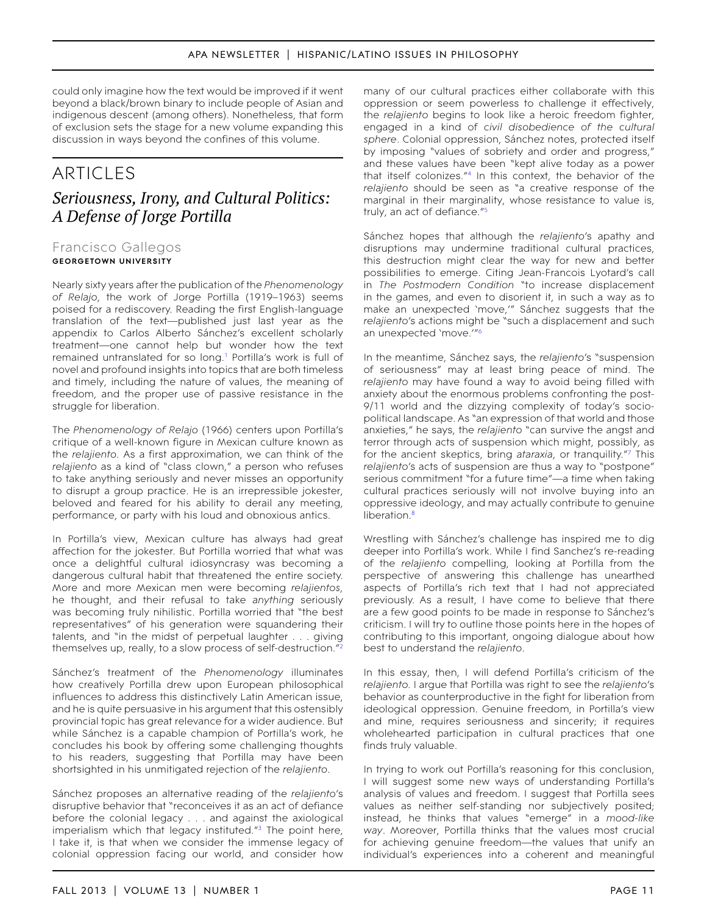could only imagine how the text would be improved if it went beyond a black/brown binary to include people of Asian and indigenous descent (among others). Nonetheless, that form of exclusion sets the stage for a new volume expanding this discussion in ways beyond the confines of this volume.

# ARTICLES

## *Seriousness, Irony, and Cultural Politics: A Defense of Jorge Portilla*

### Francisco Gallegos
**GEORGETOWN UNIVERSITY**

Nearly sixty years after the publication of the *Phenomenology of Relajo*, the work of Jorge Portilla (1919–1963) seems poised for a rediscovery. Reading the first English-language translation of the text—published just last year as the appendix to Carlos Alberto Sánchez's excellent scholarly treatment—one cannot help but wonder how the text remained untranslated for so long.[1] Portilla's work is full of novel and profound insights into topics that are both timeless and timely, including the nature of values, the meaning of freedom, and the proper use of passive resistance in the struggle for liberation.

The *Phenomenology of Relajo* (1966) centers upon Portilla's critique of a well-known figure in Mexican culture known as the *relajiento*. As a first approximation, we can think of the *relajiento* as a kind of "class clown," a person who refuses to take anything seriously and never misses an opportunity to disrupt a group practice. He is an irrepressible jokester, beloved and feared for his ability to derail any meeting, performance, or party with his loud and obnoxious antics.

In Portilla's view, Mexican culture has always had great affection for the jokester. But Portilla worried that what was once a delightful cultural idiosyncrasy was becoming a dangerous cultural habit that threatened the entire society. More and more Mexican men were becoming *relajientos*, he thought, and their refusal to take *anything* seriously was becoming truly nihilistic. Portilla worried that "the best representatives" of his generation were squandering their talents, and "in the midst of perpetual laughter . . . giving themselves up, really, to a slow process of self-destruction."[2]

Sánchez's treatment of the *Phenomenology* illuminates how creatively Portilla drew upon European philosophical influences to address this distinctively Latin American issue, and he is quite persuasive in his argument that this ostensibly provincial topic has great relevance for a wider audience. But while Sánchez is a capable champion of Portilla's work, he concludes his book by offering some challenging thoughts to his readers, suggesting that Portilla may have been shortsighted in his unmitigated rejection of the *relajiento*.

Sánchez proposes an alternative reading of the *relajiento*'s disruptive behavior that "reconceives it as an act of defiance before the colonial legacy . . . and against the axiological imperialism which that legacy instituted."[3] The point here, I take it, is that when we consider the immense legacy of colonial oppression facing our world, and consider how many of our cultural practices either collaborate with this oppression or seem powerless to challenge it effectively, the *relajiento* begins to look like a heroic freedom fighter, engaged in a kind of *civil disobedience of the cultural sphere*. Colonial oppression, Sánchez notes, protected itself by imposing "values of sobriety and order and progress," and these values have been "kept alive today as a power that itself colonizes."[4] In this context, the behavior of the *relajiento* should be seen as "a creative response of the marginal in their marginality, whose resistance to value is, truly, an act of defiance."[5]

Sánchez hopes that although the *relajiento*'s apathy and disruptions may undermine traditional cultural practices, this destruction might clear the way for new and better possibilities to emerge. Citing Jean-Francois Lyotard's call in *The Postmodern Condition* "to increase displacement in the games, and even to disorient it, in such a way as to make an unexpected 'move,'" Sánchez suggests that the *relajiento*'s actions might be "such a displacement and such an unexpected 'move.'"[6]

In the meantime, Sánchez says, the *relajiento*'s "suspension of seriousness" may at least bring peace of mind. The *relajiento* may have found a way to avoid being filled with anxiety about the enormous problems confronting the post-9/11 world and the dizzying complexity of today's socio-political landscape. As "an expression of that world and those anxieties," he says, the *relajiento* "can survive the angst and terror through acts of suspension which might, possibly, as for the ancient skeptics, bring *ataraxia*, or tranquility."[7] This *relajiento*'s acts of suspension are thus a way to "postpone" serious commitment "for a future time"—a time when taking cultural practices seriously will not involve buying into an oppressive ideology, and may actually contribute to genuine liberation.[8]

Wrestling with Sánchez's challenge has inspired me to dig deeper into Portilla's work. While I find Sanchez's re-reading of the *relajiento* compelling, looking at Portilla from the perspective of answering this challenge has unearthed aspects of Portilla's rich text that I had not appreciated previously. As a result, I have come to believe that there are a few good points to be made in response to Sánchez's criticism. I will try to outline those points here in the hopes of contributing to this important, ongoing dialogue about how best to understand the *relajiento*.

In this essay, then, I will defend Portilla's criticism of the *relajiento*. I argue that Portilla was right to see the *relajiento*'s behavior as counterproductive in the fight for liberation from ideological oppression. Genuine freedom, in Portilla's view and mine, requires seriousness and sincerity; it requires wholehearted participation in cultural practices that one finds truly valuable.

In trying to work out Portilla's reasoning for this conclusion, I will suggest some new ways of understanding Portilla's analysis of values and freedom. I suggest that Portilla sees values as neither self-standing nor subjectively posited; instead, he thinks that values "emerge" in a *mood-like way*. Moreover, Portilla thinks that the values most crucial for achieving genuine freedom—the values that unify an individual's experiences into a coherent and meaningful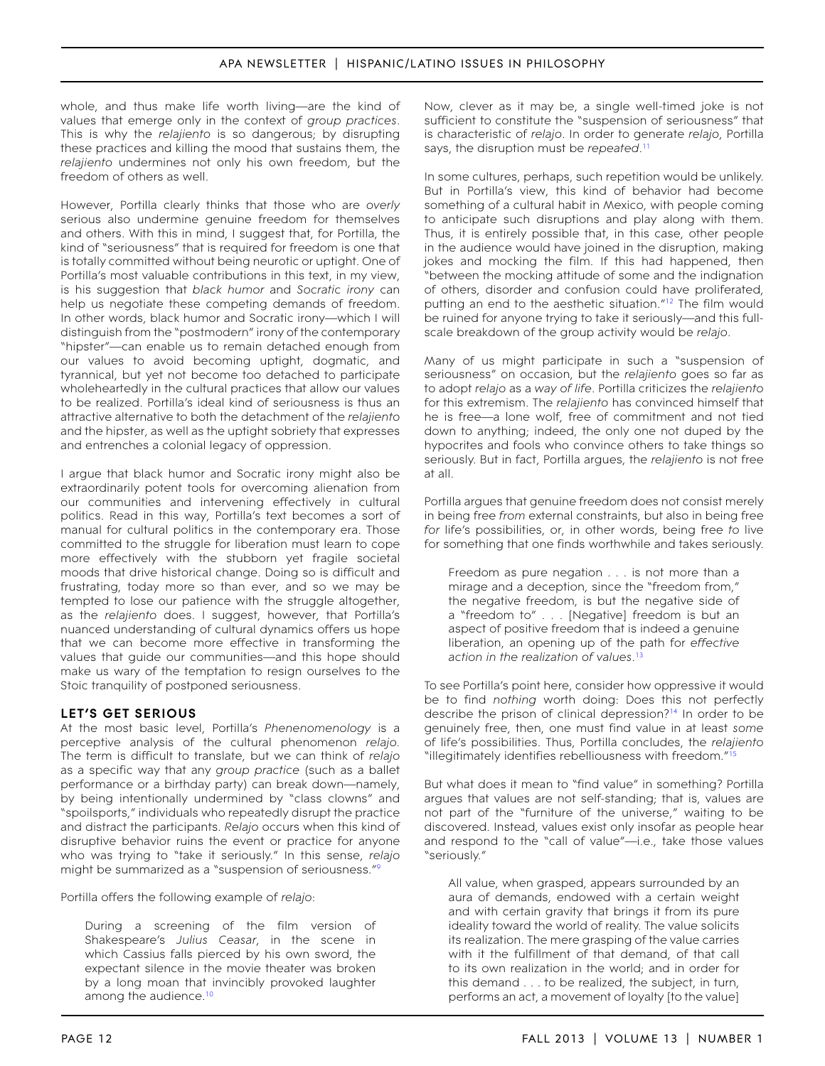whole, and thus make life worth living—are the kind of values that emerge only in the context of *group practices*. This is why the *relajiento* is so dangerous; by disrupting these practices and killing the mood that sustains them, the *relajiento* undermines not only his own freedom, but the freedom of others as well.

However, Portilla clearly thinks that those who are *overly* serious also undermine genuine freedom for themselves and others. With this in mind, I suggest that, for Portilla, the kind of "seriousness" that is required for freedom is one that is totally committed without being neurotic or uptight. One of Portilla's most valuable contributions in this text, in my view, is his suggestion that *black humor* and *Socratic irony* can help us negotiate these competing demands of freedom. In other words, black humor and Socratic irony—which I will distinguish from the "postmodern" irony of the contemporary "hipster"—can enable us to remain detached enough from our values to avoid becoming uptight, dogmatic, and tyrannical, but yet not become too detached to participate wholeheartedly in the cultural practices that allow our values to be realized. Portilla's ideal kind of seriousness is thus an attractive alternative to both the detachment of the *relajiento* and the hipster, as well as the uptight sobriety that expresses and entrenches a colonial legacy of oppression.

I argue that black humor and Socratic irony might also be extraordinarily potent tools for overcoming alienation from our communities and intervening effectively in cultural politics. Read in this way, Portilla's text becomes a sort of manual for cultural politics in the contemporary era. Those committed to the struggle for liberation must learn to cope more effectively with the stubborn yet fragile societal moods that drive historical change. Doing so is difficult and frustrating, today more so than ever, and so we may be tempted to lose our patience with the struggle altogether, as the *relajiento* does. I suggest, however, that Portilla's nuanced understanding of cultural dynamics offers us hope that we can become more effective in transforming the values that guide our communities—and this hope should make us wary of the temptation to resign ourselves to the Stoic tranquility of postponed seriousness.

## LET'S GET SERIOUS

At the most basic level, Portilla's *Phenenomenology* is a perceptive analysis of the cultural phenomenon *relajo*. The term is difficult to translate, but we can think of *relajo* as a specific way that any *group practice* (such as a ballet performance or a birthday party) can break down—namely, by being intentionally undermined by "class clowns" and "spoilsports," individuals who repeatedly disrupt the practice and distract the participants. *Relajo* occurs when this kind of disruptive behavior ruins the event or practice for anyone who was trying to "take it seriously." In this sense, *relajo* might be summarized as a "suspension of seriousness."[9]

Portilla offers the following example of *relajo*:

> During a screening of the film version of Shakespeare's *Julius Ceasar*, in the scene in which Cassius falls pierced by his own sword, the expectant silence in the movie theater was broken by a long moan that invincibly provoked laughter among the audience.[10]

Now, clever as it may be, a single well-timed joke is not sufficient to constitute the "suspension of seriousness" that is characteristic of *relajo*. In order to generate *relajo*, Portilla says, the disruption must be *repeated*.[11]

In some cultures, perhaps, such repetition would be unlikely. But in Portilla's view, this kind of behavior had become something of a cultural habit in Mexico, with people coming to anticipate such disruptions and play along with them. Thus, it is entirely possible that, in this case, other people in the audience would have joined in the disruption, making jokes and mocking the film. If this had happened, then "between the mocking attitude of some and the indignation of others, disorder and confusion could have proliferated, putting an end to the aesthetic situation."[12] The film would be ruined for anyone trying to take it seriously—and this full-scale breakdown of the group activity would be *relajo*.

Many of us might participate in such a "suspension of seriousness" on occasion, but the *relajiento* goes so far as to adopt *relajo* as a *way of life*. Portilla criticizes the *relajiento* for this extremism. The *relajiento* has convinced himself that he is free—a lone wolf, free of commitment and not tied down to anything; indeed, the only one not duped by the hypocrites and fools who convince others to take things so seriously. But in fact, Portilla argues, the *relajiento* is not free at all.

Portilla argues that genuine freedom does not consist merely in being free *from* external constraints, but also in being free *for* life's possibilities, or, in other words, being free *to* live for something that one finds worthwhile and takes seriously.

> Freedom as pure negation . . . is not more than a mirage and a deception, since the "freedom from," the negative freedom, is but the negative side of a "freedom to" . . . [Negative] freedom is but an aspect of positive freedom that is indeed a genuine liberation, an opening up of the path for *effective action in the realization of values*.[13]

To see Portilla's point here, consider how oppressive it would be to find *nothing* worth doing: Does this not perfectly describe the prison of clinical depression?[14] In order to be genuinely free, then, one must find value in at least *some* of life's possibilities. Thus, Portilla concludes, the *relajiento* "illegitimately identifies rebelliousness with freedom."[15]

But what does it mean to "find value" in something? Portilla argues that values are not self-standing; that is, values are not part of the "furniture of the universe," waiting to be discovered. Instead, values exist only insofar as people hear and respond to the "call of value"—i.e., take those values "seriously."

> All value, when grasped, appears surrounded by an aura of demands, endowed with a certain weight and with certain gravity that brings it from its pure ideality toward the world of reality. The value solicits its realization. The mere grasping of the value carries with it the fulfillment of that demand, of that call to its own realization in the world; and in order for this demand . . . to be realized, the subject, in turn, performs an act, a movement of loyalty [to the value]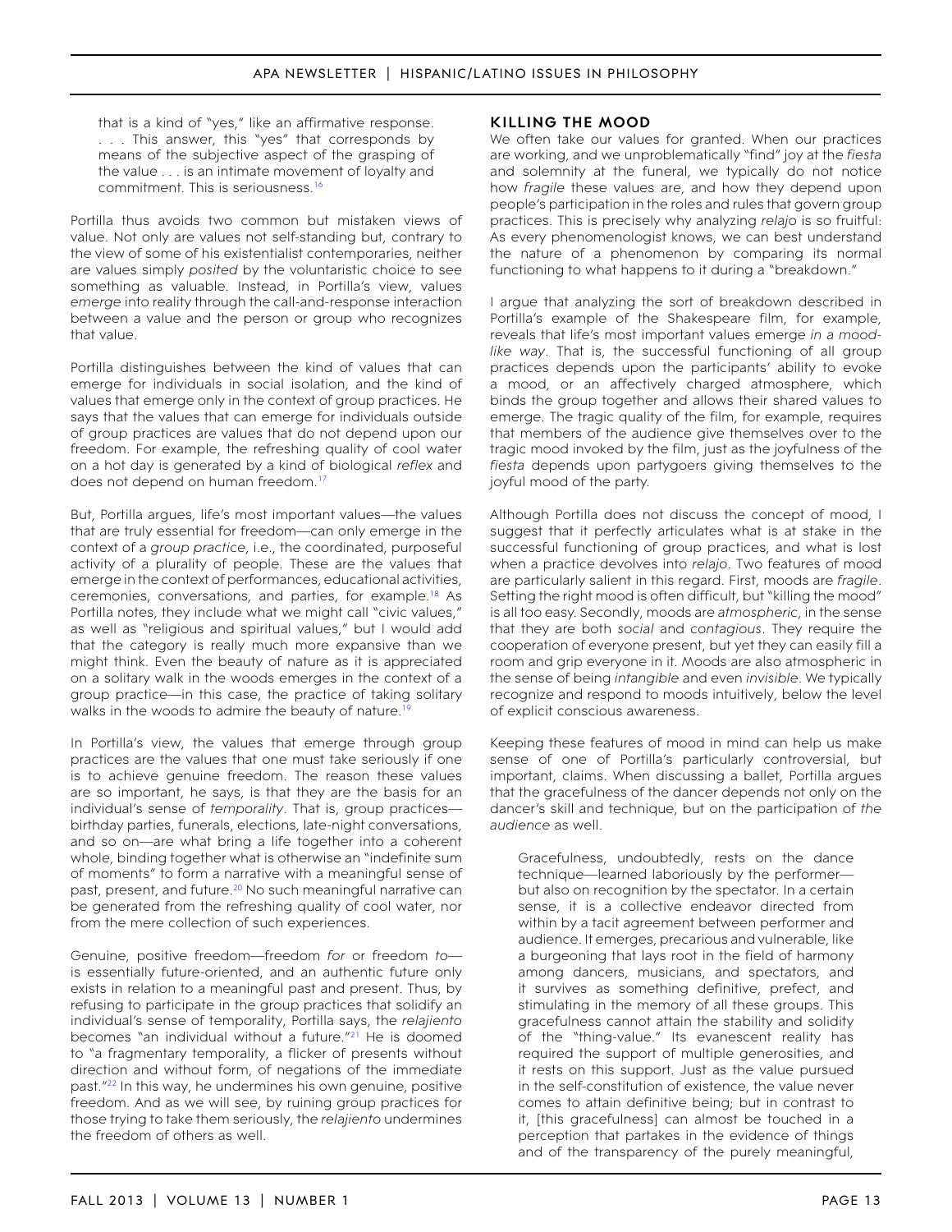that is a kind of "yes," like an affirmative response. . . . This answer, this "yes" that corresponds by means of the subjective aspect of the grasping of the value . . . is an intimate movement of loyalty and commitment. This is seriousness.[16]

Portilla thus avoids two common but mistaken views of value. Not only are values not self-standing but, contrary to the view of some of his existentialist contemporaries, neither are values simply *posited* by the voluntaristic choice to see something as valuable. Instead, in Portilla's view, values *emerge* into reality through the call-and-response interaction between a value and the person or group who recognizes that value.

Portilla distinguishes between the kind of values that can emerge for individuals in social isolation, and the kind of values that emerge only in the context of group practices. He says that the values that can emerge for individuals outside of group practices are values that do not depend upon our freedom. For example, the refreshing quality of cool water on a hot day is generated by a kind of biological *reflex* and does not depend on human freedom.[17]

But, Portilla argues, life's most important values—the values that are truly essential for freedom—can only emerge in the context of a *group practice*, i.e., the coordinated, purposeful activity of a plurality of people. These are the values that emerge in the context of performances, educational activities, ceremonies, conversations, and parties, for example.[18] As Portilla notes, they include what we might call "civic values," as well as "religious and spiritual values," but I would add that the category is really much more expansive than we might think. Even the beauty of nature as it is appreciated on a solitary walk in the woods emerges in the context of a group practice—in this case, the practice of taking solitary walks in the woods to admire the beauty of nature.[19]

In Portilla's view, the values that emerge through group practices are the values that one must take seriously if one is to achieve genuine freedom. The reason these values are so important, he says, is that they are the basis for an individual's sense of *temporality*. That is, group practices—birthday parties, funerals, elections, late-night conversations, and so on—are what bring a life together into a coherent whole, binding together what is otherwise an "indefinite sum of moments" to form a narrative with a meaningful sense of past, present, and future.[20] No such meaningful narrative can be generated from the refreshing quality of cool water, nor from the mere collection of such experiences.

Genuine, positive freedom—freedom *for* or freedom *to*—is essentially future-oriented, and an authentic future only exists in relation to a meaningful past and present. Thus, by refusing to participate in the group practices that solidify an individual's sense of temporality, Portilla says, the *relajiento* becomes "an individual without a future."[21] He is doomed to "a fragmentary temporality, a flicker of presents without direction and without form, of negations of the immediate past."[22] In this way, he undermines his own genuine, positive freedom. And as we will see, by ruining group practices for those trying to take them seriously, the *relajiento* undermines the freedom of others as well.

## KILLING THE MOOD

We often take our values for granted. When our practices are working, and we unproblematically "find" joy at the *fiesta* and solemnity at the funeral, we typically do not notice how *fragile* these values are, and how they depend upon people's participation in the roles and rules that govern group practices. This is precisely why analyzing *relajo* is so fruitful: As every phenomenologist knows, we can best understand the nature of a phenomenon by comparing its normal functioning to what happens to it during a "breakdown."

I argue that analyzing the sort of breakdown described in Portilla's example of the Shakespeare film, for example, reveals that life's most important values emerge *in a mood-like way*. That is, the successful functioning of all group practices depends upon the participants' ability to evoke a mood, or an affectively charged atmosphere, which binds the group together and allows their shared values to emerge. The tragic quality of the film, for example, requires that members of the audience give themselves over to the tragic mood invoked by the film, just as the joyfulness of the *fiesta* depends upon partygoers giving themselves to the joyful mood of the party.

Although Portilla does not discuss the concept of mood, I suggest that it perfectly articulates what is at stake in the successful functioning of group practices, and what is lost when a practice devolves into *relajo*. Two features of mood are particularly salient in this regard. First, moods are *fragile*. Setting the right mood is often difficult, but "killing the mood" is all too easy. Secondly, moods are *atmospheric*, in the sense that they are both *social* and *contagious*. They require the cooperation of everyone present, but yet they can easily fill a room and grip everyone in it. Moods are also atmospheric in the sense of being *intangible* and even *invisible*. We typically recognize and respond to moods intuitively, below the level of explicit conscious awareness.

Keeping these features of mood in mind can help us make sense of one of Portilla's particularly controversial, but important, claims. When discussing a ballet, Portilla argues that the gracefulness of the dancer depends not only on the dancer's skill and technique, but on the participation of *the audience* as well.

> Gracefulness, undoubtedly, rests on the dance technique—learned laboriously by the performer—but also on recognition by the spectator. In a certain sense, it is a collective endeavor directed from within by a tacit agreement between performer and audience. It emerges, precarious and vulnerable, like a burgeoning that lays root in the field of harmony among dancers, musicians, and spectators, and it survives as something definitive, prefect, and stimulating in the memory of all these groups. This gracefulness cannot attain the stability and solidity of the "thing-value." Its evanescent reality has required the support of multiple generosities, and it rests on this support. Just as the value pursued in the self-constitution of existence, the value never comes to attain definitive being; but in contrast to it, [this gracefulness] can almost be touched in a perception that partakes in the evidence of things and of the transparency of the purely meaningful,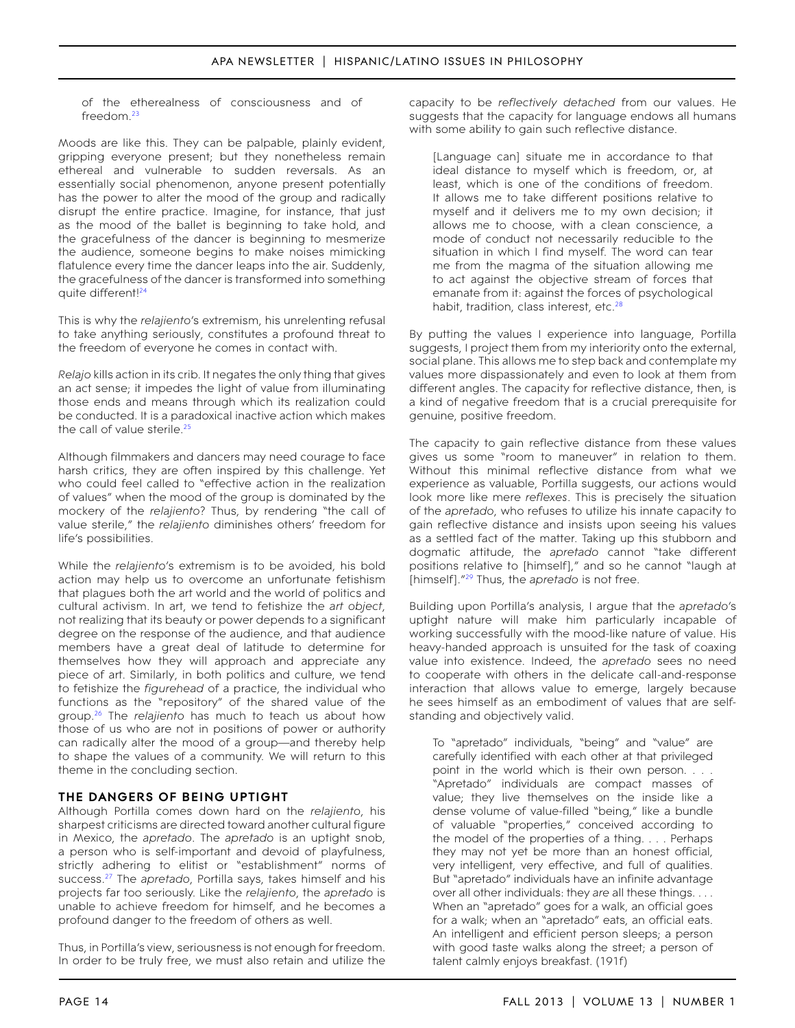> of the etherealness of consciousness and of freedom.[23]

Moods are like this. They can be palpable, plainly evident, gripping everyone present; but they nonetheless remain ethereal and vulnerable to sudden reversals. As an essentially social phenomenon, anyone present potentially has the power to alter the mood of the group and radically disrupt the entire practice. Imagine, for instance, that just as the mood of the ballet is beginning to take hold, and the gracefulness of the dancer is beginning to mesmerize the audience, someone begins to make noises mimicking flatulence every time the dancer leaps into the air. Suddenly, the gracefulness of the dancer is transformed into something quite different![24]

This is why the *relajiento*'s extremism, his unrelenting refusal to take anything seriously, constitutes a profound threat to the freedom of everyone he comes in contact with.

> *Relajo* kills action in its crib. It negates the only thing that gives an act sense; it impedes the light of value from illuminating those ends and means through which its realization could be conducted. It is a paradoxical inactive action which makes the call of value sterile.[25]

Although filmmakers and dancers may need courage to face harsh critics, they are often inspired by this challenge. Yet who could feel called to "effective action in the realization of values" when the mood of the group is dominated by the mockery of the *relajiento*? Thus, by rendering "the call of value sterile," the *relajiento* diminishes others' freedom for life's possibilities.

While the *relajiento*'s extremism is to be avoided, his bold action may help us to overcome an unfortunate fetishism that plagues both the art world and the world of politics and cultural activism. In art, we tend to fetishize the *art object*, not realizing that its beauty or power depends to a significant degree on the response of the audience, and that audience members have a great deal of latitude to determine for themselves how they will approach and appreciate any piece of art. Similarly, in both politics and culture, we tend to fetishize the *figurehead* of a practice, the individual who functions as the "repository" of the shared value of the group.[26] The *relajiento* has much to teach us about how those of us who are not in positions of power or authority can radically alter the mood of a group—and thereby help to shape the values of a community. We will return to this theme in the concluding section.

## THE DANGERS OF BEING UPTIGHT

Although Portilla comes down hard on the *relajiento*, his sharpest criticisms are directed toward another cultural figure in Mexico, the *apretado*. The *apretado* is an uptight snob, a person who is self-important and devoid of playfulness, strictly adhering to elitist or "establishment" norms of success.[27] The *apretado*, Portilla says, takes himself and his projects far too seriously. Like the *relajiento*, the *apretado* is unable to achieve freedom for himself, and he becomes a profound danger to the freedom of others as well.

Thus, in Portilla's view, seriousness is not enough for freedom. In order to be truly free, we must also retain and utilize the capacity to be *reflectively detached* from our values. He suggests that the capacity for language endows all humans with some ability to gain such reflective distance.

> [Language can] situate me in accordance to that ideal distance to myself which is freedom, or, at least, which is one of the conditions of freedom. It allows me to take different positions relative to myself and it delivers me to my own decision; it allows me to choose, with a clean conscience, a mode of conduct not necessarily reducible to the situation in which I find myself. The word can tear me from the magma of the situation allowing me to act against the objective stream of forces that emanate from it: against the forces of psychological habit, tradition, class interest, etc.[28]

By putting the values I experience into language, Portilla suggests, I project them from my interiority onto the external, social plane. This allows me to step back and contemplate my values more dispassionately and even to look at them from different angles. The capacity for reflective distance, then, is a kind of negative freedom that is a crucial prerequisite for genuine, positive freedom.

The capacity to gain reflective distance from these values gives us some "room to maneuver" in relation to them. Without this minimal reflective distance from what we experience as valuable, Portilla suggests, our actions would look more like mere *reflexes*. This is precisely the situation of the *apretado*, who refuses to utilize his innate capacity to gain reflective distance and insists upon seeing his values as a settled fact of the matter. Taking up this stubborn and dogmatic attitude, the *apretado* cannot "take different positions relative to [himself]," and so he cannot "laugh at [himself]."[29] Thus, the *apretado* is not free.

Building upon Portilla's analysis, I argue that the *apretado*'s uptight nature will make him particularly incapable of working successfully with the mood-like nature of value. His heavy-handed approach is unsuited for the task of coaxing value into existence. Indeed, the *apretado* sees no need to cooperate with others in the delicate call-and-response interaction that allows value to emerge, largely because he sees himself as an embodiment of values that are self-standing and objectively valid.

> To "apretado" individuals, "being" and "value" are carefully identified with each other at that privileged point in the world which is their own person. . . . "Apretado" individuals are compact masses of value; they live themselves on the inside like a dense volume of value-filled "being," like a bundle of valuable "properties," conceived according to the model of the properties of a thing. . . . Perhaps they may not yet be more than an honest official, very intelligent, very effective, and full of qualities. But "apretado" individuals have an infinite advantage over all other individuals: they *are* all these things. . . . When an "apretado" goes for a walk, an official goes for a walk; when an "apretado" eats, an official eats. An intelligent and efficient person sleeps; a person with good taste walks along the street; a person of talent calmly enjoys breakfast. (191f)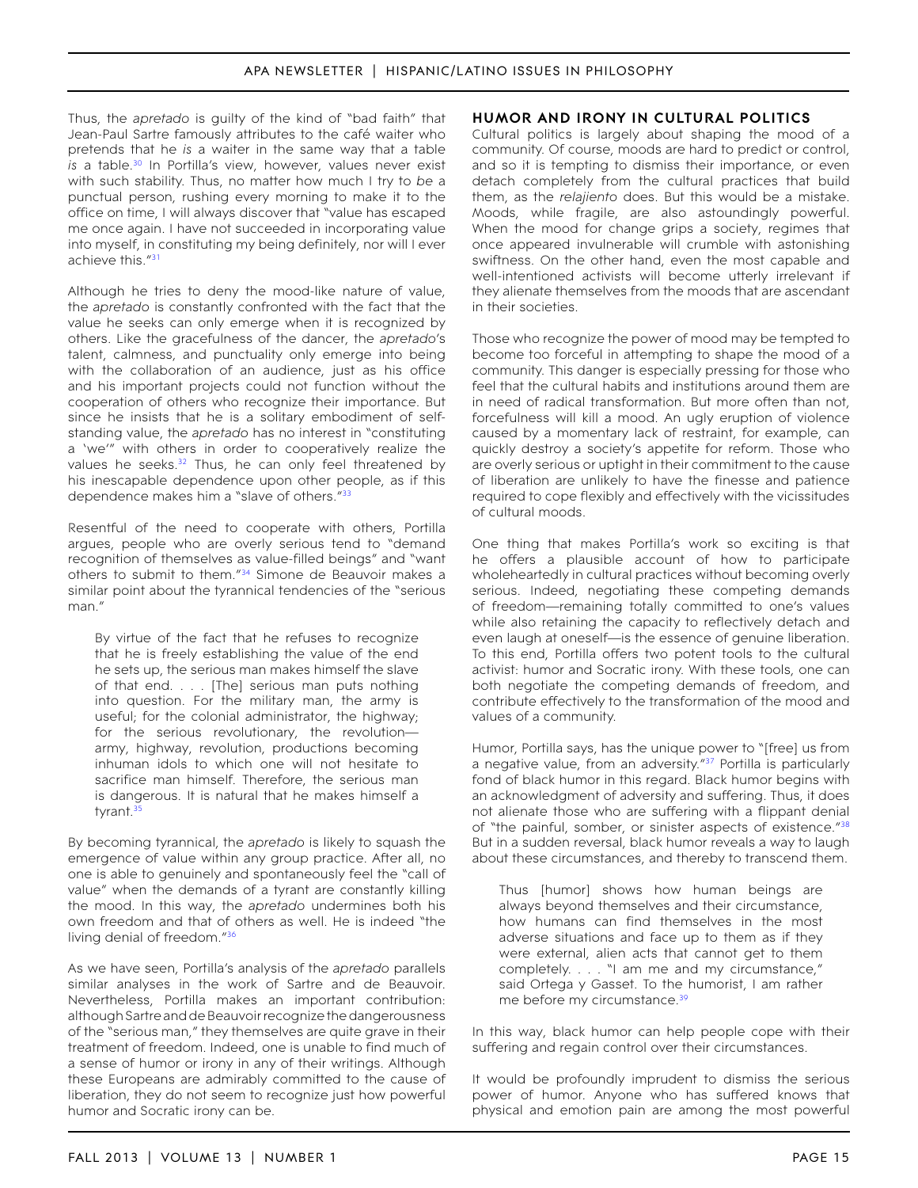Thus, the *apretado* is guilty of the kind of "bad faith" that Jean-Paul Sartre famously attributes to the café waiter who pretends that he *is* a waiter in the same way that a table *is* a table.[30] In Portilla's view, however, values never exist with such stability. Thus, no matter how much I try to *be* a punctual person, rushing every morning to make it to the office on time, I will always discover that "value has escaped me once again. I have not succeeded in incorporating value into myself, in constituting my being definitely, nor will I ever achieve this."[31]

Although he tries to deny the mood-like nature of value, the *apretado* is constantly confronted with the fact that the value he seeks can only emerge when it is recognized by others. Like the gracefulness of the dancer, the *apretado*'s talent, calmness, and punctuality only emerge into being with the collaboration of an audience, just as his office and his important projects could not function without the cooperation of others who recognize their importance. But since he insists that he is a solitary embodiment of self-standing value, the *apretado* has no interest in "constituting a 'we'" with others in order to cooperatively realize the values he seeks.[32] Thus, he can only feel threatened by his inescapable dependence upon other people, as if this dependence makes him a "slave of others."[33]

Resentful of the need to cooperate with others, Portilla argues, people who are overly serious tend to "demand recognition of themselves as value-filled beings" and "want others to submit to them."[34] Simone de Beauvoir makes a similar point about the tyrannical tendencies of the "serious man."

> By virtue of the fact that he refuses to recognize that he is freely establishing the value of the end he sets up, the serious man makes himself the slave of that end. . . . [The] serious man puts nothing into question. For the military man, the army is useful; for the colonial administrator, the highway; for the serious revolutionary, the revolution—army, highway, revolution, productions becoming inhuman idols to which one will not hesitate to sacrifice man himself. Therefore, the serious man is dangerous. It is natural that he makes himself a tyrant.[35]

By becoming tyrannical, the *apretado* is likely to squash the emergence of value within any group practice. After all, no one is able to genuinely and spontaneously feel the "call of value" when the demands of a tyrant are constantly killing the mood. In this way, the *apretado* undermines both his own freedom and that of others as well. He is indeed "the living denial of freedom."[36]

As we have seen, Portilla's analysis of the *apretado* parallels similar analyses in the work of Sartre and de Beauvoir. Nevertheless, Portilla makes an important contribution: although Sartre and de Beauvoir recognize the dangerousness of the "serious man," they themselves are quite grave in their treatment of freedom. Indeed, one is unable to find much of a sense of humor or irony in any of their writings. Although these Europeans are admirably committed to the cause of liberation, they do not seem to recognize just how powerful humor and Socratic irony can be.

## HUMOR AND IRONY IN CULTURAL POLITICS

Cultural politics is largely about shaping the mood of a community. Of course, moods are hard to predict or control, and so it is tempting to dismiss their importance, or even detach completely from the cultural practices that build them, as the *relajiento* does. But this would be a mistake. Moods, while fragile, are also astoundingly powerful. When the mood for change grips a society, regimes that once appeared invulnerable will crumble with astonishing swiftness. On the other hand, even the most capable and well-intentioned activists will become utterly irrelevant if they alienate themselves from the moods that are ascendant in their societies.

Those who recognize the power of mood may be tempted to become too forceful in attempting to shape the mood of a community. This danger is especially pressing for those who feel that the cultural habits and institutions around them are in need of radical transformation. But more often than not, forcefulness will kill a mood. An ugly eruption of violence caused by a momentary lack of restraint, for example, can quickly destroy a society's appetite for reform. Those who are overly serious or uptight in their commitment to the cause of liberation are unlikely to have the finesse and patience required to cope flexibly and effectively with the vicissitudes of cultural moods.

One thing that makes Portilla's work so exciting is that he offers a plausible account of how to participate wholeheartedly in cultural practices without becoming overly serious. Indeed, negotiating these competing demands of freedom—remaining totally committed to one's values while also retaining the capacity to reflectively detach and even laugh at oneself—is the essence of genuine liberation. To this end, Portilla offers two potent tools to the cultural activist: humor and Socratic irony. With these tools, one can both negotiate the competing demands of freedom, and contribute effectively to the transformation of the mood and values of a community.

Humor, Portilla says, has the unique power to "[free] us from a negative value, from an adversity."[37] Portilla is particularly fond of black humor in this regard. Black humor begins with an acknowledgment of adversity and suffering. Thus, it does not alienate those who are suffering with a flippant denial of "the painful, somber, or sinister aspects of existence."[38] But in a sudden reversal, black humor reveals a way to laugh about these circumstances, and thereby to transcend them.

> Thus [humor] shows how human beings are always beyond themselves and their circumstance, how humans can find themselves in the most adverse situations and face up to them as if they were external, alien acts that cannot get to them completely. . . . "I am me and my circumstance," said Ortega y Gasset. To the humorist, I am rather me before my circumstance.[39]

In this way, black humor can help people cope with their suffering and regain control over their circumstances.

It would be profoundly imprudent to dismiss the serious power of humor. Anyone who has suffered knows that physical and emotion pain are among the most powerful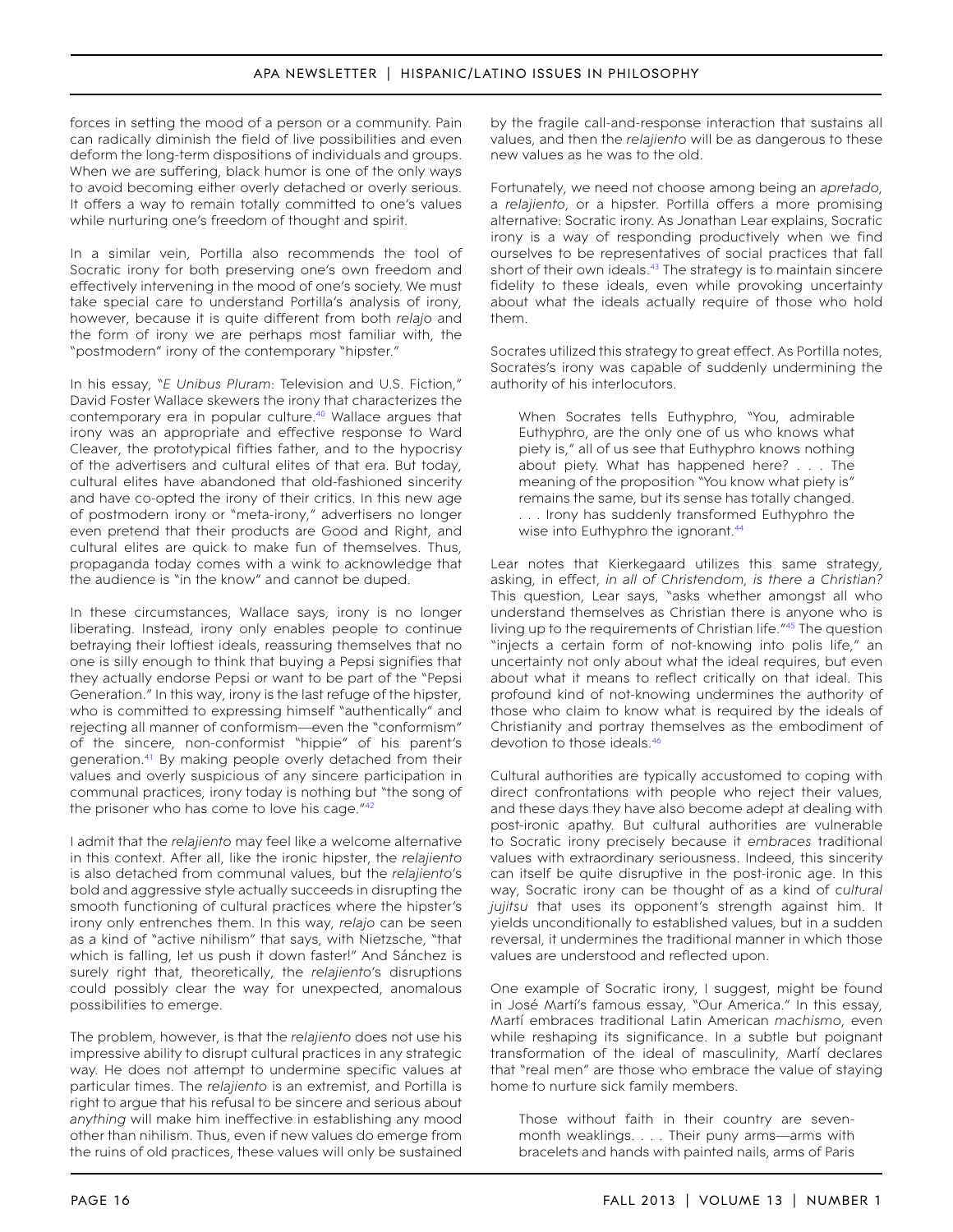forces in setting the mood of a person or a community. Pain can radically diminish the field of live possibilities and even deform the long-term dispositions of individuals and groups. When we are suffering, black humor is one of the only ways to avoid becoming either overly detached or overly serious. It offers a way to remain totally committed to one's values while nurturing one's freedom of thought and spirit.

In a similar vein, Portilla also recommends the tool of Socratic irony for both preserving one's own freedom and effectively intervening in the mood of one's society. We must take special care to understand Portilla's analysis of irony, however, because it is quite different from both *relajo* and the form of irony we are perhaps most familiar with, the "postmodern" irony of the contemporary "hipster."

In his essay, "*E Unibus Pluram*: Television and U.S. Fiction," David Foster Wallace skewers the irony that characterizes the contemporary era in popular culture.[40] Wallace argues that irony was an appropriate and effective response to Ward Cleaver, the prototypical fifties father, and to the hypocrisy of the advertisers and cultural elites of that era. But today, cultural elites have abandoned that old-fashioned sincerity and have co-opted the irony of their critics. In this new age of postmodern irony or "meta-irony," advertisers no longer even pretend that their products are Good and Right, and cultural elites are quick to make fun of themselves. Thus, propaganda today comes with a wink to acknowledge that the audience is "in the know" and cannot be duped.

In these circumstances, Wallace says, irony is no longer liberating. Instead, irony only enables people to continue betraying their loftiest ideals, reassuring themselves that no one is silly enough to think that buying a Pepsi signifies that they actually endorse Pepsi or want to be part of the "Pepsi Generation." In this way, irony is the last refuge of the hipster, who is committed to expressing himself "authentically" and rejecting all manner of conformism—even the "conformism" of the sincere, non-conformist "hippie" of his parent's generation.[41] By making people overly detached from their values and overly suspicious of any sincere participation in communal practices, irony today is nothing but "the song of the prisoner who has come to love his cage."[42]

I admit that the *relajiento* may feel like a welcome alternative in this context. After all, like the ironic hipster, the *relajiento* is also detached from communal values, but the *relajiento*'s bold and aggressive style actually succeeds in disrupting the smooth functioning of cultural practices where the hipster's irony only entrenches them. In this way, *relajo* can be seen as a kind of "active nihilism" that says, with Nietzsche, "that which is falling, let us push it down faster!" And Sánchez is surely right that, theoretically, the *relajiento*'s disruptions could possibly clear the way for unexpected, anomalous possibilities to emerge.

The problem, however, is that the *relajiento* does not use his impressive ability to disrupt cultural practices in any strategic way. He does not attempt to undermine specific values at particular times. The *relajiento* is an extremist, and Portilla is right to argue that his refusal to be sincere and serious about *anything* will make him ineffective in establishing any mood other than nihilism. Thus, even if new values do emerge from the ruins of old practices, these values will only be sustained by the fragile call-and-response interaction that sustains all values, and then the *relajiento* will be as dangerous to these new values as he was to the old.

Fortunately, we need not choose among being an *apretado*, a *relajiento*, or a hipster. Portilla offers a more promising alternative: Socratic irony. As Jonathan Lear explains, Socratic irony is a way of responding productively when we find ourselves to be representatives of social practices that fall short of their own ideals.[43] The strategy is to maintain sincere fidelity to these ideals, even while provoking uncertainty about what the ideals actually require of those who hold them.

Socrates utilized this strategy to great effect. As Portilla notes, Socrates's irony was capable of suddenly undermining the authority of his interlocutors.

> When Socrates tells Euthyphro, "You, admirable Euthyphro, are the only one of us who knows what piety is," all of us see that Euthyphro knows nothing about piety. What has happened here? . . . The meaning of the proposition "You know what piety is" remains the same, but its sense has totally changed. . . . Irony has suddenly transformed Euthyphro the wise into Euthyphro the ignorant.[44]

Lear notes that Kierkegaard utilizes this same strategy, asking, in effect, *in all of Christendom, is there a Christian?* This question, Lear says, "asks whether amongst all who understand themselves as Christian there is anyone who is living up to the requirements of Christian life."[45] The question "injects a certain form of not-knowing into polis life," an uncertainty not only about what the ideal requires, but even about what it means to reflect critically on that ideal. This profound kind of not-knowing undermines the authority of those who claim to know what is required by the ideals of Christianity and portray themselves as the embodiment of devotion to those ideals.[46]

Cultural authorities are typically accustomed to coping with direct confrontations with people who reject their values, and these days they have also become adept at dealing with post-ironic apathy. But cultural authorities are vulnerable to Socratic irony precisely because it *embraces* traditional values with extraordinary seriousness. Indeed, this sincerity can itself be quite disruptive in the post-ironic age. In this way, Socratic irony can be thought of as a kind of *cultural jujitsu* that uses its opponent's strength against him. It yields unconditionally to established values, but in a sudden reversal, it undermines the traditional manner in which those values are understood and reflected upon.

One example of Socratic irony, I suggest, might be found in José Martí's famous essay, "Our America." In this essay, Martí embraces traditional Latin American *machismo*, even while reshaping its significance. In a subtle but poignant transformation of the ideal of masculinity, Martí declares that "real men" are those who embrace the value of staying home to nurture sick family members.

> Those without faith in their country are seven-month weaklings. . . . Their puny arms—arms with bracelets and hands with painted nails, arms of Paris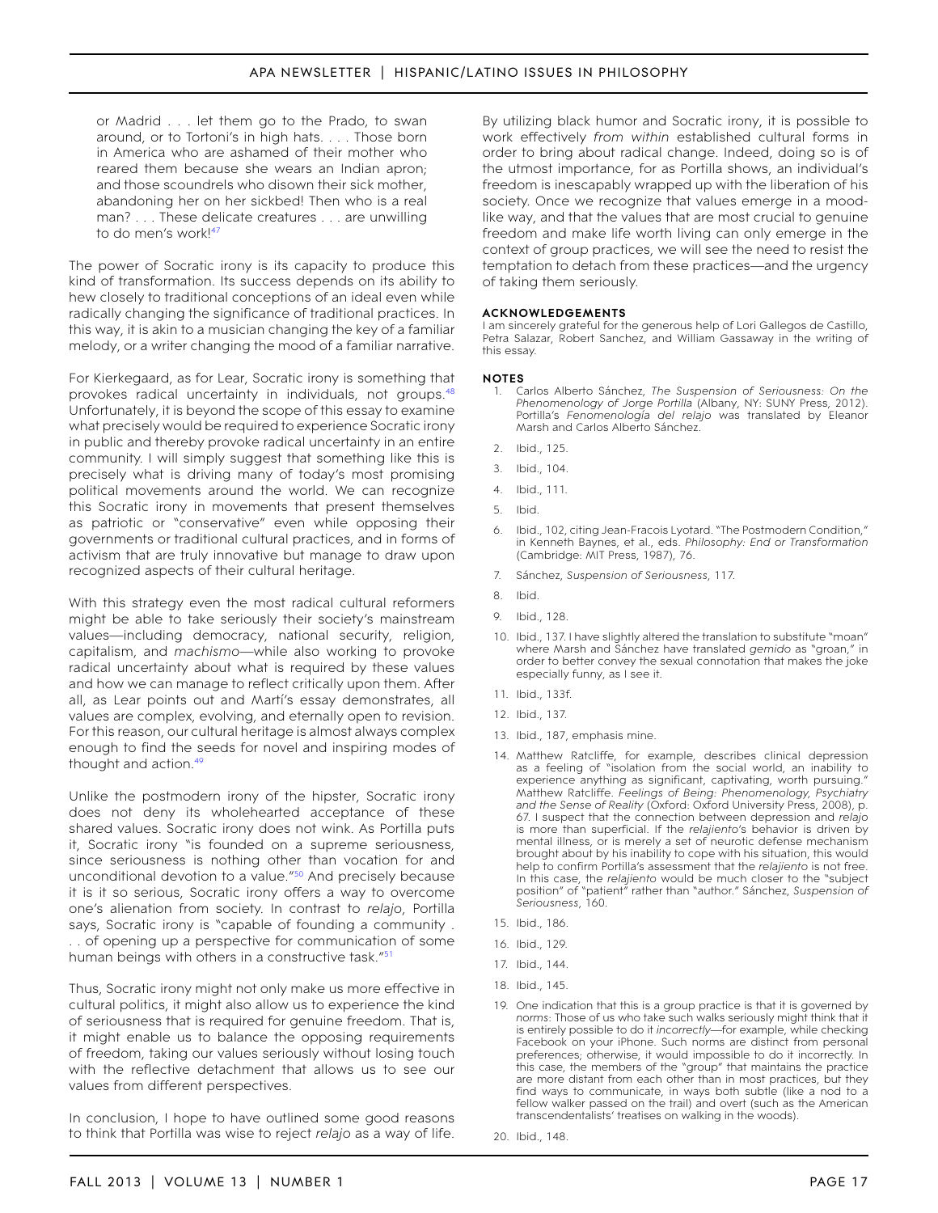> or Madrid . . . let them go to the Prado, to swan around, or to Tortoni's in high hats. . . . Those born in America who are ashamed of their mother who reared them because she wears an Indian apron; and those scoundrels who disown their sick mother, abandoning her on her sickbed! Then who is a real man? . . . These delicate creatures . . . are unwilling to do men's work![47]

The power of Socratic irony is its capacity to produce this kind of transformation. Its success depends on its ability to hew closely to traditional conceptions of an ideal even while radically changing the significance of traditional practices. In this way, it is akin to a musician changing the key of a familiar melody, or a writer changing the mood of a familiar narrative.

For Kierkegaard, as for Lear, Socratic irony is something that provokes radical uncertainty in individuals, not groups.[48] Unfortunately, it is beyond the scope of this essay to examine what precisely would be required to experience Socratic irony in public and thereby provoke radical uncertainty in an entire community. I will simply suggest that something like this is precisely what is driving many of today's most promising political movements around the world. We can recognize this Socratic irony in movements that present themselves as patriotic or "conservative" even while opposing their governments or traditional cultural practices, and in forms of activism that are truly innovative but manage to draw upon recognized aspects of their cultural heritage.

With this strategy even the most radical cultural reformers might be able to take seriously their society's mainstream values—including democracy, national security, religion, capitalism, and *machismo*—while also working to provoke radical uncertainty about what is required by these values and how we can manage to reflect critically upon them. After all, as Lear points out and Martí's essay demonstrates, all values are complex, evolving, and eternally open to revision. For this reason, our cultural heritage is almost always complex enough to find the seeds for novel and inspiring modes of thought and action.[49]

Unlike the postmodern irony of the hipster, Socratic irony does not deny its wholehearted acceptance of these shared values. Socratic irony does not wink. As Portilla puts it, Socratic irony "is founded on a supreme seriousness, since seriousness is nothing other than vocation for and unconditional devotion to a value."[50] And precisely because it is it so serious, Socratic irony offers a way to overcome one's alienation from society. In contrast to *relajo*, Portilla says, Socratic irony is "capable of founding a community . . . of opening up a perspective for communication of some human beings with others in a constructive task."[51]

Thus, Socratic irony might not only make us more effective in cultural politics, it might also allow us to experience the kind of seriousness that is required for genuine freedom. That is, it might enable us to balance the opposing requirements of freedom, taking our values seriously without losing touch with the reflective detachment that allows us to see our values from different perspectives.

In conclusion, I hope to have outlined some good reasons to think that Portilla was wise to reject *relajo* as a way of life. By utilizing black humor and Socratic irony, it is possible to work effectively *from within* established cultural forms in order to bring about radical change. Indeed, doing so is of the utmost importance, for as Portilla shows, an individual's freedom is inescapably wrapped up with the liberation of his society. Once we recognize that values emerge in a mood-like way, and that the values that are most crucial to genuine freedom and make life worth living can only emerge in the context of group practices, we will see the need to resist the temptation to detach from these practices—and the urgency of taking them seriously.

## ACKNOWLEDGEMENTS

I am sincerely grateful for the generous help of Lori Gallegos de Castillo, Petra Salazar, Robert Sanchez, and William Gassaway in the writing of this essay.

## NOTES

1. Carlos Alberto Sánchez, *The Suspension of Seriousness: On the Phenomenology of Jorge Portilla* (Albany, NY: SUNY Press, 2012). Portilla's *Fenomenología del relajo* was translated by Eleanor Marsh and Carlos Alberto Sánchez.
2. Ibid., 125.
3. Ibid., 104.
4. Ibid., 111.
5. Ibid.
6. Ibid., 102, citing Jean-Fracois Lyotard. "The Postmodern Condition," in Kenneth Baynes, et al., eds. *Philosophy: End or Transformation* (Cambridge: MIT Press, 1987), 76.
7. Sánchez, *Suspension of Seriousness*, 117.
8. Ibid.
9. Ibid., 128.
10. Ibid., 137. I have slightly altered the translation to substitute "moan" where Marsh and Sánchez have translated *gemido* as "groan," in order to better convey the sexual connotation that makes the joke especially funny, as I see it.
11. Ibid., 133f.
12. Ibid., 137.
13. Ibid., 187, emphasis mine.
14. Matthew Ratcliffe, for example, describes clinical depression as a feeling of "isolation from the social world, an inability to experience anything as significant, captivating, worth pursuing." Matthew Ratcliffe. *Feelings of Being: Phenomenology, Psychiatry and the Sense of Reality* (Oxford: Oxford University Press, 2008), p. 67. I suspect that the connection between depression and *relajo* is more than superficial. If the *relajiento*'s behavior is driven by mental illness, or is merely a set of neurotic defense mechanism brought about by his inability to cope with his situation, this would help to confirm Portilla's assessment that the *relajiento* is not free. In this case, the *relajiento* would be much closer to the "subject position" of "patient" rather than "author." Sánchez, *Suspension of Seriousness*, 160.
15. Ibid., 186.
16. Ibid., 129.
17. Ibid., 144.
18. Ibid., 145.
19. One indication that this is a group practice is that it is governed by *norms*: Those of us who take such walks seriously might think that it is entirely possible to do it *incorrectly*—for example, while checking Facebook on your iPhone. Such norms are distinct from personal preferences; otherwise, it would impossible to do it incorrectly. In this case, the members of the "group" that maintains the practice are more distant from each other than in most practices, but they find ways to communicate, in ways both subtle (like a nod to a fellow walker passed on the trail) and overt (such as the American transcendentalists' treatises on walking in the woods).
20. Ibid., 148.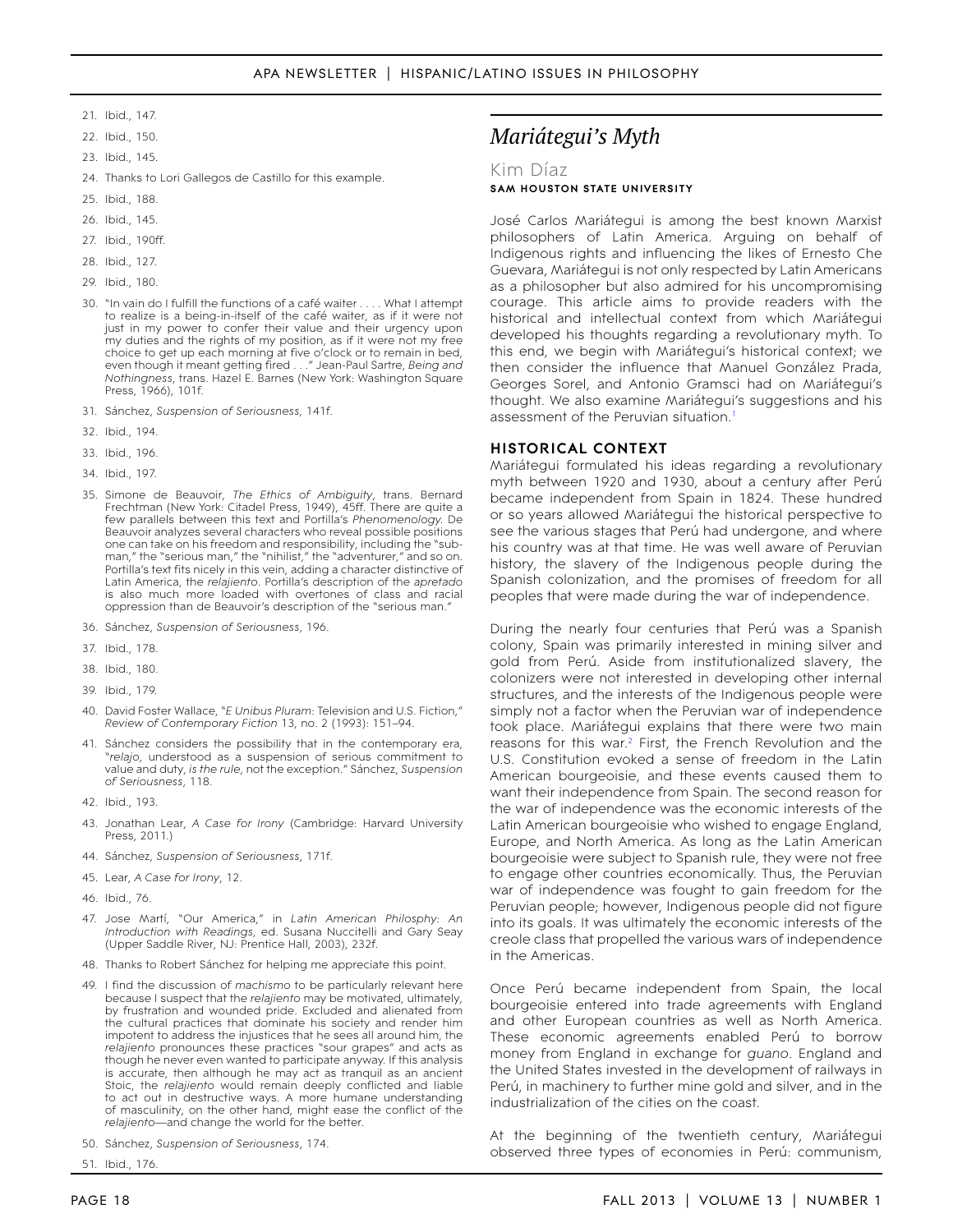21. Ibid., 147.
22. Ibid., 150.
23. Ibid., 145.
24. Thanks to Lori Gallegos de Castillo for this example.
25. Ibid., 188.
26. Ibid., 145.
27. Ibid., 190ff.
28. Ibid., 127.
29. Ibid., 180.
30. "In vain do I fulfill the functions of a café waiter . . . . What I attempt to realize is a being-in-itself of the café waiter, as if it were not just in my power to confer their value and their urgency upon my duties and the rights of my position, as if it were not my free choice to get up each morning at five o'clock or to remain in bed, even though it meant getting fired . . ." Jean-Paul Sartre, *Being and Nothingness*, trans. Hazel E. Barnes (New York: Washington Square Press, 1966), 101f.
31. Sánchez, *Suspension of Seriousness*, 141f.
32. Ibid., 194.
33. Ibid., 196.
34. Ibid., 197.
35. Simone de Beauvoir, *The Ethics of Ambiguity*, trans. Bernard Frechtman (New York: Citadel Press, 1949), 45ff. There are quite a few parallels between this text and Portilla's *Phenomenology*. De Beauvoir analyzes several characters who reveal possible positions one can take on his freedom and responsibility, including the "sub-man," the "serious man," the "nihilist," the "adventurer," and so on. Portilla's text fits nicely in this vein, adding a character distinctive of Latin America, the *relajiento*. Portilla's description of the *apretado* is also much more loaded with overtones of class and racial oppression than de Beauvoir's description of the "serious man."
36. Sánchez, *Suspension of Seriousness*, 196.
37. Ibid., 178.
38. Ibid., 180.
39. Ibid., 179.
40. David Foster Wallace, "*E Unibus Pluram*: Television and U.S. Fiction," *Review of Contemporary Fiction* 13, no. 2 (1993): 151–94.
41. Sánchez considers the possibility that in the contemporary era, "*relajo*, understood as a suspension of serious commitment to value and duty, *is the rule*, not the exception." Sánchez, *Suspension of Seriousness*, 118.
42. Ibid., 193.
43. Jonathan Lear, *A Case for Irony* (Cambridge: Harvard University Press, 2011.)
44. Sánchez, *Suspension of Seriousness*, 171f.
45. Lear, *A Case for Irony*, 12.
46. Ibid., 76.
47. Jose Martí, "Our America," in *Latin American Philosphy: An Introduction with Readings*, ed. Susana Nuccitelli and Gary Seay (Upper Saddle River, NJ: Prentice Hall, 2003), 232f.
48. Thanks to Robert Sánchez for helping me appreciate this point.
49. I find the discussion of *machismo* to be particularly relevant here because I suspect that the *relajiento* may be motivated, ultimately, by frustration and wounded pride. Excluded and alienated from the cultural practices that dominate his society and render him impotent to address the injustices that he sees all around him, the *relajiento* pronounces these practices "sour grapes" and acts as though he never even wanted to participate anyway. If this analysis is accurate, then although he may act as tranquil as an ancient Stoic, the *relajiento* would remain deeply conflicted and liable to act out in destructive ways. A more humane understanding of masculinity, on the other hand, might ease the conflict of the *relajiento*—and change the world for the better.
50. Sánchez, *Suspension of Seriousness*, 174.
51. Ibid., 176.

# *Mariátegui's Myth*

Kim Díaz
**SAM HOUSTON STATE UNIVERSITY**

José Carlos Mariátegui is among the best known Marxist philosophers of Latin America. Arguing on behalf of Indigenous rights and influencing the likes of Ernesto Che Guevara, Mariátegui is not only respected by Latin Americans as a philosopher but also admired for his uncompromising courage. This article aims to provide readers with the historical and intellectual context from which Mariátegui developed his thoughts regarding a revolutionary myth. To this end, we begin with Mariátegui's historical context; we then consider the influence that Manuel González Prada, Georges Sorel, and Antonio Gramsci had on Mariátegui's thought. We also examine Mariátegui's suggestions and his assessment of the Peruvian situation.[1]

## HISTORICAL CONTEXT

Mariátegui formulated his ideas regarding a revolutionary myth between 1920 and 1930, about a century after Perú became independent from Spain in 1824. These hundred or so years allowed Mariátegui the historical perspective to see the various stages that Perú had undergone, and where his country was at that time. He was well aware of Peruvian history, the slavery of the Indigenous people during the Spanish colonization, and the promises of freedom for all peoples that were made during the war of independence.

During the nearly four centuries that Perú was a Spanish colony, Spain was primarily interested in mining silver and gold from Perú. Aside from institutionalized slavery, the colonizers were not interested in developing other internal structures, and the interests of the Indigenous people were simply not a factor when the Peruvian war of independence took place. Mariátegui explains that there were two main reasons for this war.[2] First, the French Revolution and the U.S. Constitution evoked a sense of freedom in the Latin American bourgeoisie, and these events caused them to want their independence from Spain. The second reason for the war of independence was the economic interests of the Latin American bourgeoisie who wished to engage England, Europe, and North America. As long as the Latin American bourgeoisie were subject to Spanish rule, they were not free to engage other countries economically. Thus, the Peruvian war of independence was fought to gain freedom for the Peruvian people; however, Indigenous people did not figure into its goals. It was ultimately the economic interests of the creole class that propelled the various wars of independence in the Americas.

Once Perú became independent from Spain, the local bourgeoisie entered into trade agreements with England and other European countries as well as North America. These economic agreements enabled Perú to borrow money from England in exchange for *guano*. England and the United States invested in the development of railways in Perú, in machinery to further mine gold and silver, and in the industrialization of the cities on the coast.

At the beginning of the twentieth century, Mariátegui observed three types of economies in Perú: communism,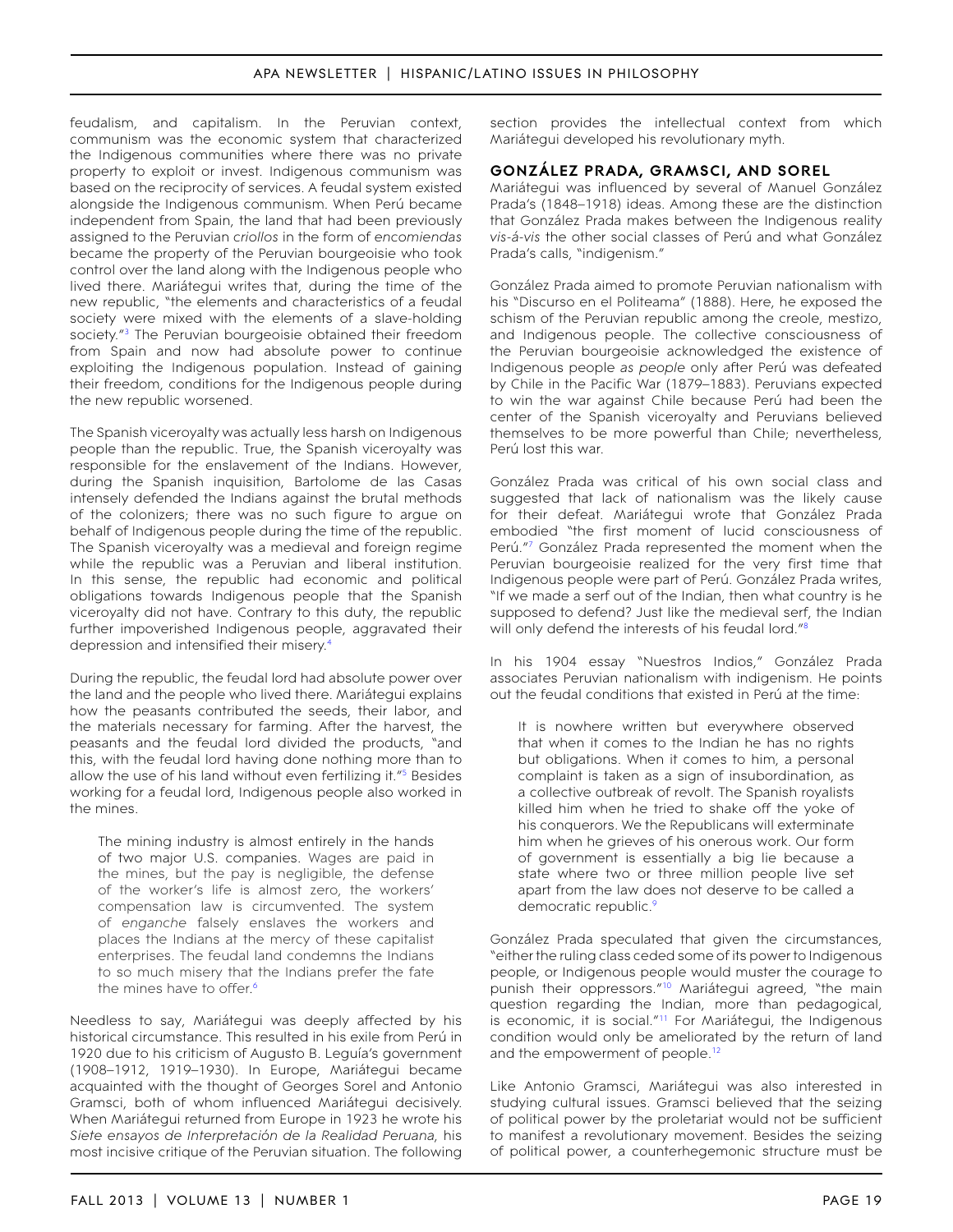feudalism, and capitalism. In the Peruvian context, communism was the economic system that characterized the Indigenous communities where there was no private property to exploit or invest. Indigenous communism was based on the reciprocity of services. A feudal system existed alongside the Indigenous communism. When Perú became independent from Spain, the land that had been previously assigned to the Peruvian *criollos* in the form of *encomiendas* became the property of the Peruvian bourgeoisie who took control over the land along with the Indigenous people who lived there. Mariátegui writes that, during the time of the new republic, "the elements and characteristics of a feudal society were mixed with the elements of a slave-holding society."[3] The Peruvian bourgeoisie obtained their freedom from Spain and now had absolute power to continue exploiting the Indigenous population. Instead of gaining their freedom, conditions for the Indigenous people during the new republic worsened.

The Spanish viceroyalty was actually less harsh on Indigenous people than the republic. True, the Spanish viceroyalty was responsible for the enslavement of the Indians. However, during the Spanish inquisition, Bartolome de las Casas intensely defended the Indians against the brutal methods of the colonizers; there was no such figure to argue on behalf of Indigenous people during the time of the republic. The Spanish viceroyalty was a medieval and foreign regime while the republic was a Peruvian and liberal institution. In this sense, the republic had economic and political obligations towards Indigenous people that the Spanish viceroyalty did not have. Contrary to this duty, the republic further impoverished Indigenous people, aggravated their depression and intensified their misery.[4]

During the republic, the feudal lord had absolute power over the land and the people who lived there. Mariátegui explains how the peasants contributed the seeds, their labor, and the materials necessary for farming. After the harvest, the peasants and the feudal lord divided the products, "and this, with the feudal lord having done nothing more than to allow the use of his land without even fertilizing it."[5] Besides working for a feudal lord, Indigenous people also worked in the mines.

> The mining industry is almost entirely in the hands of two major U.S. companies. Wages are paid in the mines, but the pay is negligible, the defense of the worker's life is almost zero, the workers' compensation law is circumvented. The system of *enganche* falsely enslaves the workers and places the Indians at the mercy of these capitalist enterprises. The feudal land condemns the Indians to so much misery that the Indians prefer the fate the mines have to offer.[6]

Needless to say, Mariátegui was deeply affected by his historical circumstance. This resulted in his exile from Perú in 1920 due to his criticism of Augusto B. Leguía's government (1908–1912, 1919–1930). In Europe, Mariátegui became acquainted with the thought of Georges Sorel and Antonio Gramsci, both of whom influenced Mariátegui decisively. When Mariátegui returned from Europe in 1923 he wrote his *Siete ensayos de Interpretación de la Realidad Peruana*, his most incisive critique of the Peruvian situation. The following section provides the intellectual context from which Mariátegui developed his revolutionary myth.

## González Prada, Gramsci, and Sorel

Mariátegui was influenced by several of Manuel González Prada's (1848–1918) ideas. Among these are the distinction that González Prada makes between the Indigenous reality *vis-á-vis* the other social classes of Perú and what González Prada's calls, "indigenism."

González Prada aimed to promote Peruvian nationalism with his "Discurso en el Politeama" (1888). Here, he exposed the schism of the Peruvian republic among the creole, mestizo, and Indigenous people. The collective consciousness of the Peruvian bourgeoisie acknowledged the existence of Indigenous people *as people* only after Perú was defeated by Chile in the Pacific War (1879–1883). Peruvians expected to win the war against Chile because Perú had been the center of the Spanish viceroyalty and Peruvians believed themselves to be more powerful than Chile; nevertheless, Perú lost this war.

González Prada was critical of his own social class and suggested that lack of nationalism was the likely cause for their defeat. Mariátegui wrote that González Prada embodied "the first moment of lucid consciousness of Perú."[7] González Prada represented the moment when the Peruvian bourgeoisie realized for the very first time that Indigenous people were part of Perú. González Prada writes, "If we made a serf out of the Indian, then what country is he supposed to defend? Just like the medieval serf, the Indian will only defend the interests of his feudal lord."[8]

In his 1904 essay "Nuestros Indios," González Prada associates Peruvian nationalism with indigenism. He points out the feudal conditions that existed in Perú at the time:

> It is nowhere written but everywhere observed that when it comes to the Indian he has no rights but obligations. When it comes to him, a personal complaint is taken as a sign of insubordination, as a collective outbreak of revolt. The Spanish royalists killed him when he tried to shake off the yoke of his conquerors. We the Republicans will exterminate him when he grieves of his onerous work. Our form of government is essentially a big lie because a state where two or three million people live set apart from the law does not deserve to be called a democratic republic.[9]

González Prada speculated that given the circumstances, "either the ruling class ceded some of its power to Indigenous people, or Indigenous people would muster the courage to punish their oppressors."[10] Mariátegui agreed, "the main question regarding the Indian, more than pedagogical, is economic, it is social."[11] For Mariátegui, the Indigenous condition would only be ameliorated by the return of land and the empowerment of people.[12]

Like Antonio Gramsci, Mariátegui was also interested in studying cultural issues. Gramsci believed that the seizing of political power by the proletariat would not be sufficient to manifest a revolutionary movement. Besides the seizing of political power, a counterhegemonic structure must be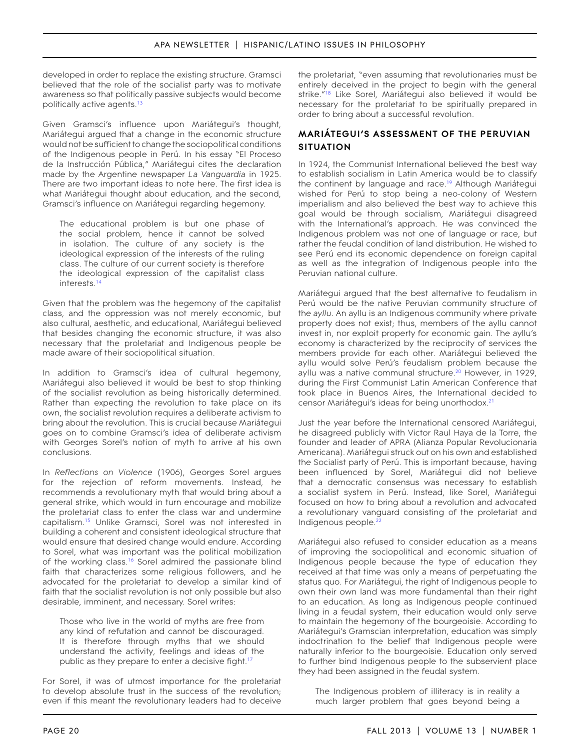developed in order to replace the existing structure. Gramsci believed that the role of the socialist party was to motivate awareness so that politically passive subjects would become politically active agents.[13]

Given Gramsci's influence upon Mariátegui's thought, Mariátegui argued that a change in the economic structure would not be sufficient to change the sociopolitical conditions of the Indigenous people in Perú. In his essay "El Proceso de la Instrucción Pública," Mariátegui cites the declaration made by the Argentine newspaper *La Vanguardia* in 1925. There are two important ideas to note here. The first idea is what Mariátegui thought about education, and the second, Gramsci's influence on Mariátegui regarding hegemony.

> The educational problem is but one phase of the social problem, hence it cannot be solved in isolation. The culture of any society is the ideological expression of the interests of the ruling class. The culture of our current society is therefore the ideological expression of the capitalist class interests.[14]

Given that the problem was the hegemony of the capitalist class, and the oppression was not merely economic, but also cultural, aesthetic, and educational, Mariátegui believed that besides changing the economic structure, it was also necessary that the proletariat and Indigenous people be made aware of their sociopolitical situation.

In addition to Gramsci's idea of cultural hegemony, Mariátegui also believed it would be best to stop thinking of the socialist revolution as being historically determined. Rather than expecting the revolution to take place on its own, the socialist revolution requires a deliberate activism to bring about the revolution. This is crucial because Mariátegui goes on to combine Gramsci's idea of deliberate activism with Georges Sorel's notion of myth to arrive at his own conclusions.

In *Reflections on Violence* (1906), Georges Sorel argues for the rejection of reform movements. Instead, he recommends a revolutionary myth that would bring about a general strike, which would in turn encourage and mobilize the proletariat class to enter the class war and undermine capitalism.[15] Unlike Gramsci, Sorel was not interested in building a coherent and consistent ideological structure that would ensure that desired change would endure. According to Sorel, what was important was the political mobilization of the working class.[16] Sorel admired the passionate blind faith that characterizes some religious followers, and he advocated for the proletariat to develop a similar kind of faith that the socialist revolution is not only possible but also desirable, imminent, and necessary. Sorel writes:

> Those who live in the world of myths are free from any kind of refutation and cannot be discouraged. It is therefore through myths that we should understand the activity, feelings and ideas of the public as they prepare to enter a decisive fight.[17]

For Sorel, it was of utmost importance for the proletariat to develop absolute trust in the success of the revolution; even if this meant the revolutionary leaders had to deceive the proletariat, "even assuming that revolutionaries must be entirely deceived in the project to begin with the general strike."[18] Like Sorel, Mariátegui also believed it would be necessary for the proletariat to be spiritually prepared in order to bring about a successful revolution.

## MARIÁTEGUI'S ASSESSMENT OF THE PERUVIAN SITUATION

In 1924, the Communist International believed the best way to establish socialism in Latin America would be to classify the continent by language and race.[19] Although Mariátegui wished for Perú to stop being a neo-colony of Western imperialism and also believed the best way to achieve this goal would be through socialism, Mariátegui disagreed with the International's approach. He was convinced the Indigenous problem was not one of language or race, but rather the feudal condition of land distribution. He wished to see Perú end its economic dependence on foreign capital as well as the integration of Indigenous people into the Peruvian national culture.

Mariátegui argued that the best alternative to feudalism in Perú would be the native Peruvian community structure of the *ayllu*. An ayllu is an Indigenous community where private property does not exist; thus, members of the ayllu cannot invest in, nor exploit property for economic gain. The ayllu's economy is characterized by the reciprocity of services the members provide for each other. Mariátegui believed the ayllu would solve Perú's feudalism problem because the ayllu was a native communal structure.[20] However, in 1929, during the First Communist Latin American Conference that took place in Buenos Aires, the International decided to censor Mariátegui's ideas for being unorthodox.[21]

Just the year before the International censored Mariátegui, he disagreed publicly with Victor Raul Haya de la Torre, the founder and leader of APRA (Alianza Popular Revolucionaria Americana). Mariátegui struck out on his own and established the Socialist party of Perú. This is important because, having been influenced by Sorel, Mariátegui did not believe that a democratic consensus was necessary to establish a socialist system in Perú. Instead, like Sorel, Mariátegui focused on how to bring about a revolution and advocated a revolutionary vanguard consisting of the proletariat and Indigenous people.[22]

Mariátegui also refused to consider education as a means of improving the sociopolitical and economic situation of Indigenous people because the type of education they received at that time was only a means of perpetuating the status quo. For Mariátegui, the right of Indigenous people to own their own land was more fundamental than their right to an education. As long as Indigenous people continued living in a feudal system, their education would only serve to maintain the hegemony of the bourgeoisie. According to Mariátegui's Gramscian interpretation, education was simply indoctrination to the belief that Indigenous people were naturally inferior to the bourgeoisie. Education only served to further bind Indigenous people to the subservient place they had been assigned in the feudal system.

> The Indigenous problem of illiteracy is in reality a much larger problem that goes beyond being a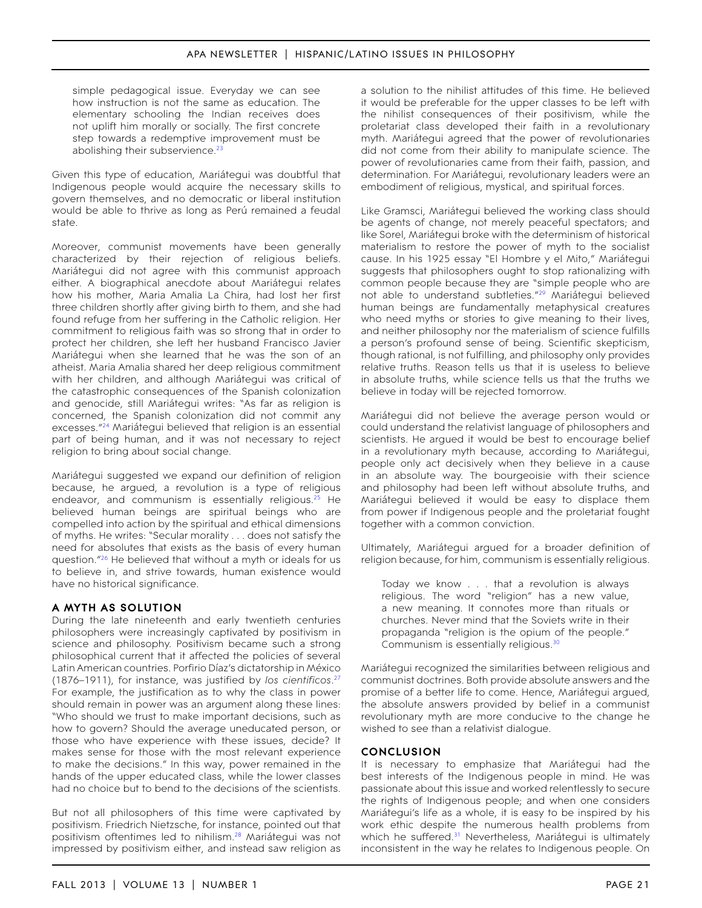simple pedagogical issue. Everyday we can see how instruction is not the same as education. The elementary schooling the Indian receives does not uplift him morally or socially. The first concrete step towards a redemptive improvement must be abolishing their subservience.[23]

Given this type of education, Mariátegui was doubtful that Indigenous people would acquire the necessary skills to govern themselves, and no democratic or liberal institution would be able to thrive as long as Perú remained a feudal state.

Moreover, communist movements have been generally characterized by their rejection of religious beliefs. Mariátegui did not agree with this communist approach either. A biographical anecdote about Mariátegui relates how his mother, Maria Amalia La Chira, had lost her first three children shortly after giving birth to them, and she had found refuge from her suffering in the Catholic religion. Her commitment to religious faith was so strong that in order to protect her children, she left her husband Francisco Javier Mariátegui when she learned that he was the son of an atheist. Maria Amalia shared her deep religious commitment with her children, and although Mariátegui was critical of the catastrophic consequences of the Spanish colonization and genocide, still Mariátegui writes: "As far as religion is concerned, the Spanish colonization did not commit any excesses."[24] Mariátegui believed that religion is an essential part of being human, and it was not necessary to reject religion to bring about social change.

Mariátegui suggested we expand our definition of religion because, he argued, a revolution is a type of religious endeavor, and communism is essentially religious.[25] He believed human beings are spiritual beings who are compelled into action by the spiritual and ethical dimensions of myths. He writes: "Secular morality . . . does not satisfy the need for absolutes that exists as the basis of every human question."[26] He believed that without a myth or ideals for us to believe in, and strive towards, human existence would have no historical significance.

## A MYTH AS SOLUTION

During the late nineteenth and early twentieth centuries philosophers were increasingly captivated by positivism in science and philosophy. Positivism became such a strong philosophical current that it affected the policies of several Latin American countries. Porfirio Díaz's dictatorship in México (1876–1911), for instance, was justified by *los científicos*.[27] For example, the justification as to why the class in power should remain in power was an argument along these lines: "Who should we trust to make important decisions, such as how to govern? Should the average uneducated person, or those who have experience with these issues, decide? It makes sense for those with the most relevant experience to make the decisions." In this way, power remained in the hands of the upper educated class, while the lower classes had no choice but to bend to the decisions of the scientists.

But not all philosophers of this time were captivated by positivism. Friedrich Nietzsche, for instance, pointed out that positivism oftentimes led to nihilism.[28] Mariátegui was not impressed by positivism either, and instead saw religion as a solution to the nihilist attitudes of this time. He believed it would be preferable for the upper classes to be left with the nihilist consequences of their positivism, while the proletariat class developed their faith in a revolutionary myth. Mariátegui agreed that the power of revolutionaries did not come from their ability to manipulate science. The power of revolutionaries came from their faith, passion, and determination. For Mariátegui, revolutionary leaders were an embodiment of religious, mystical, and spiritual forces.

Like Gramsci, Mariátegui believed the working class should be agents of change, not merely peaceful spectators; and like Sorel, Mariátegui broke with the determinism of historical materialism to restore the power of myth to the socialist cause. In his 1925 essay "El Hombre y el Mito," Mariátegui suggests that philosophers ought to stop rationalizing with common people because they are "simple people who are not able to understand subtleties."[29] Mariátegui believed human beings are fundamentally metaphysical creatures who need myths or stories to give meaning to their lives, and neither philosophy nor the materialism of science fulfills a person's profound sense of being. Scientific skepticism, though rational, is not fulfilling, and philosophy only provides relative truths. Reason tells us that it is useless to believe in absolute truths, while science tells us that the truths we believe in today will be rejected tomorrow.

Mariátegui did not believe the average person would or could understand the relativist language of philosophers and scientists. He argued it would be best to encourage belief in a revolutionary myth because, according to Mariátegui, people only act decisively when they believe in a cause in an absolute way. The bourgeoisie with their science and philosophy had been left without absolute truths, and Mariátegui believed it would be easy to displace them from power if Indigenous people and the proletariat fought together with a common conviction.

Ultimately, Mariátegui argued for a broader definition of religion because, for him, communism is essentially religious.

> Today we know . . . that a revolution is always religious. The word "religion" has a new value, a new meaning. It connotes more than rituals or churches. Never mind that the Soviets write in their propaganda "religion is the opium of the people." Communism is essentially religious.[30]

Mariátegui recognized the similarities between religious and communist doctrines. Both provide absolute answers and the promise of a better life to come. Hence, Mariátegui argued, the absolute answers provided by belief in a communist revolutionary myth are more conducive to the change he wished to see than a relativist dialogue.

## CONCLUSION

It is necessary to emphasize that Mariátegui had the best interests of the Indigenous people in mind. He was passionate about this issue and worked relentlessly to secure the rights of Indigenous people; and when one considers Mariátegui's life as a whole, it is easy to be inspired by his work ethic despite the numerous health problems from which he suffered.[31] Nevertheless, Mariátegui is ultimately inconsistent in the way he relates to Indigenous people. On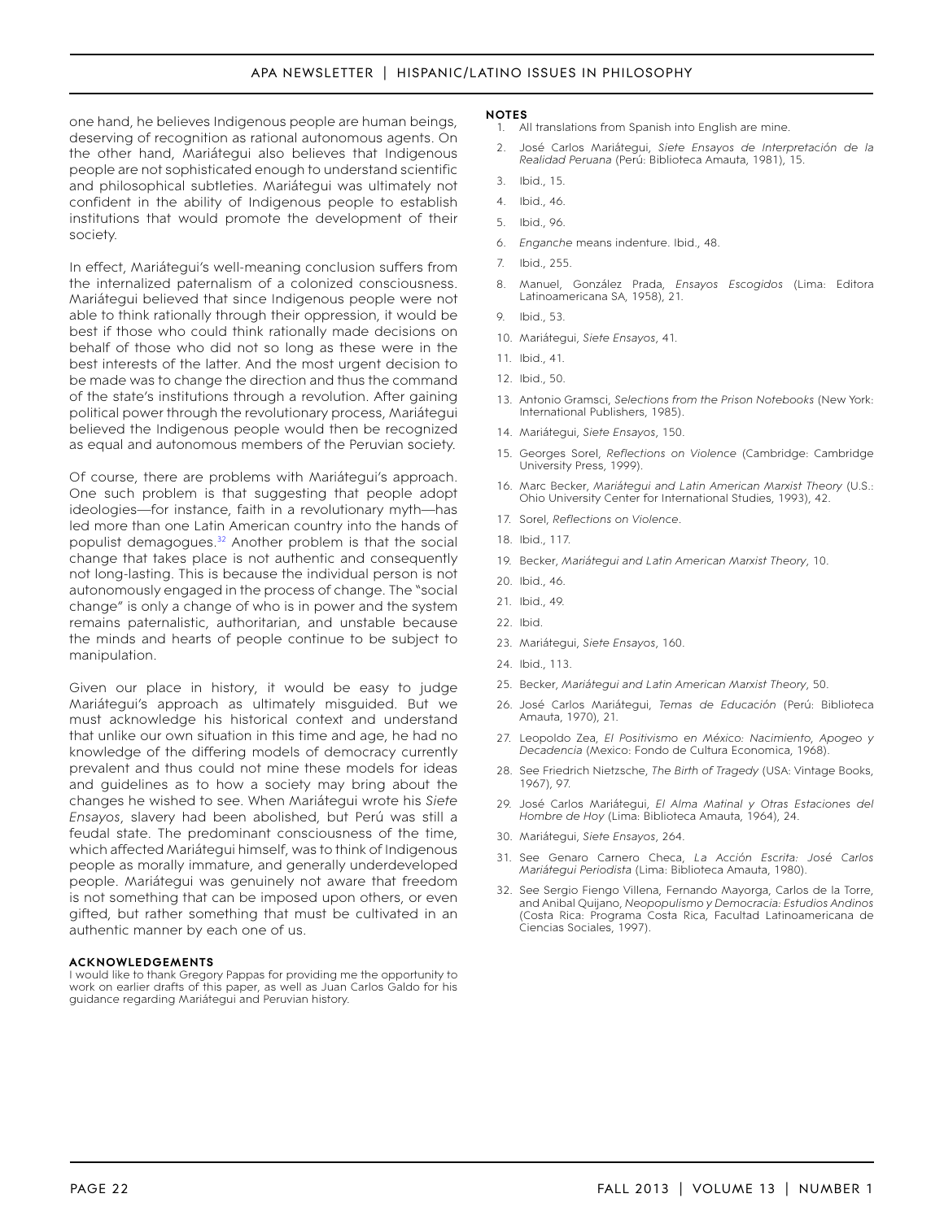one hand, he believes Indigenous people are human beings, deserving of recognition as rational autonomous agents. On the other hand, Mariátegui also believes that Indigenous people are not sophisticated enough to understand scientific and philosophical subtleties. Mariátegui was ultimately not confident in the ability of Indigenous people to establish institutions that would promote the development of their society.

In effect, Mariátegui's well-meaning conclusion suffers from the internalized paternalism of a colonized consciousness. Mariátegui believed that since Indigenous people were not able to think rationally through their oppression, it would be best if those who could think rationally made decisions on behalf of those who did not so long as these were in the best interests of the latter. And the most urgent decision to be made was to change the direction and thus the command of the state's institutions through a revolution. After gaining political power through the revolutionary process, Mariátegui believed the Indigenous people would then be recognized as equal and autonomous members of the Peruvian society.

Of course, there are problems with Mariátegui's approach. One such problem is that suggesting that people adopt ideologies—for instance, faith in a revolutionary myth—has led more than one Latin American country into the hands of populist demagogues.[32] Another problem is that the social change that takes place is not authentic and consequently not long-lasting. This is because the individual person is not autonomously engaged in the process of change. The "social change" is only a change of who is in power and the system remains paternalistic, authoritarian, and unstable because the minds and hearts of people continue to be subject to manipulation.

Given our place in history, it would be easy to judge Mariátegui's approach as ultimately misguided. But we must acknowledge his historical context and understand that unlike our own situation in this time and age, he had no knowledge of the differing models of democracy currently prevalent and thus could not mine these models for ideas and guidelines as to how a society may bring about the changes he wished to see. When Mariátegui wrote his *Siete Ensayos*, slavery had been abolished, but Perú was still a feudal state. The predominant consciousness of the time, which affected Mariátegui himself, was to think of Indigenous people as morally immature, and generally underdeveloped people. Mariátegui was genuinely not aware that freedom is not something that can be imposed upon others, or even gifted, but rather something that must be cultivated in an authentic manner by each one of us.

### ACKNOWLEDGEMENTS

I would like to thank Gregory Pappas for providing me the opportunity to work on earlier drafts of this paper, as well as Juan Carlos Galdo for his guidance regarding Mariátegui and Peruvian history.

### NOTES

1. All translations from Spanish into English are mine.
2. José Carlos Mariátegui, *Siete Ensayos de Interpretación de la Realidad Peruana* (Perú: Biblioteca Amauta, 1981), 15.
3. Ibid., 15.
4. Ibid., 46.
5. Ibid., 96.
6. *Enganche* means indenture. Ibid., 48.
7. Ibid., 255.
8. Manuel, González Prada, *Ensayos Escogidos* (Lima: Editora Latinoamericana SA, 1958), 21.
9. Ibid., 53.
10. Mariátegui, *Siete Ensayos*, 41.
11. Ibid., 41.
12. Ibid., 50.
13. Antonio Gramsci, *Selections from the Prison Notebooks* (New York: International Publishers, 1985).
14. Mariátegui, *Siete Ensayos*, 150.
15. Georges Sorel, *Reflections on Violence* (Cambridge: Cambridge University Press, 1999).
16. Marc Becker, *Mariátegui and Latin American Marxist Theory* (U.S.: Ohio University Center for International Studies, 1993), 42.
17. Sorel, *Reflections on Violence*.
18. Ibid., 117.
19. Becker, *Mariátegui and Latin American Marxist Theory*, 10.
20. Ibid., 46.
21. Ibid., 49.
22. Ibid.
23. Mariátegui, *Siete Ensayos*, 160.
24. Ibid., 113.
25. Becker, *Mariátegui and Latin American Marxist Theory*, 50.
26. José Carlos Mariátegui, *Temas de Educación* (Perú: Biblioteca Amauta, 1970), 21.
27. Leopoldo Zea, *El Positivismo en México: Nacimiento, Apogeo y Decadencia* (Mexico: Fondo de Cultura Economica, 1968).
28. See Friedrich Nietzsche, *The Birth of Tragedy* (USA: Vintage Books, 1967), 97.
29. José Carlos Mariátegui, *El Alma Matinal y Otras Estaciones del Hombre de Hoy* (Lima: Biblioteca Amauta, 1964), 24.
30. Mariátegui, *Siete Ensayos*, 264.
31. See Genaro Carnero Checa, *La Acción Escrita: José Carlos Mariátegui Periodista* (Lima: Biblioteca Amauta, 1980).
32. See Sergio Fiengo Villena, Fernando Mayorga, Carlos de la Torre, and Anibal Quijano, *Neopopulismo y Democracia: Estudios Andinos* (Costa Rica: Programa Costa Rica, Facultad Latinoamericana de Ciencias Sociales, 1997).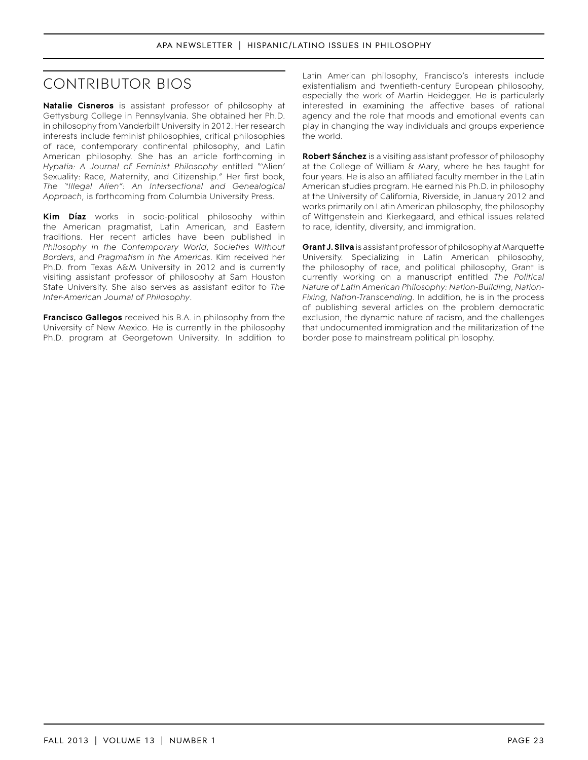# CONTRIBUTOR BIOS

**Natalie Cisneros** is assistant professor of philosophy at Gettysburg College in Pennsylvania. She obtained her Ph.D. in philosophy from Vanderbilt University in 2012. Her research interests include feminist philosophies, critical philosophies of race, contemporary continental philosophy, and Latin American philosophy. She has an article forthcoming in *Hypatia: A Journal of Feminist Philosophy* entitled "'Alien' Sexuality: Race, Maternity, and Citizenship." Her first book, *The "Illegal Alien": An Intersectional and Genealogical Approach*, is forthcoming from Columbia University Press.

**Kim Díaz** works in socio-political philosophy within the American pragmatist, Latin American, and Eastern traditions. Her recent articles have been published in *Philosophy in the Contemporary World*, *Societies Without Borders*, and *Pragmatism in the Americas*. Kim received her Ph.D. from Texas A&M University in 2012 and is currently visiting assistant professor of philosophy at Sam Houston State University. She also serves as assistant editor to *The Inter-American Journal of Philosophy*.

**Francisco Gallegos** received his B.A. in philosophy from the University of New Mexico. He is currently in the philosophy Ph.D. program at Georgetown University. In addition to Latin American philosophy, Francisco's interests include existentialism and twentieth-century European philosophy, especially the work of Martin Heidegger. He is particularly interested in examining the affective bases of rational agency and the role that moods and emotional events can play in changing the way individuals and groups experience the world.

**Robert Sánchez** is a visiting assistant professor of philosophy at the College of William & Mary, where he has taught for four years. He is also an affiliated faculty member in the Latin American studies program. He earned his Ph.D. in philosophy at the University of California, Riverside, in January 2012 and works primarily on Latin American philosophy, the philosophy of Wittgenstein and Kierkegaard, and ethical issues related to race, identity, diversity, and immigration.

**Grant J. Silva** is assistant professor of philosophy at Marquette University. Specializing in Latin American philosophy, the philosophy of race, and political philosophy, Grant is currently working on a manuscript entitled *The Political Nature of Latin American Philosophy: Nation-Building, Nation-Fixing, Nation-Transcending*. In addition, he is in the process of publishing several articles on the problem democratic exclusion, the dynamic nature of racism, and the challenges that undocumented immigration and the militarization of the border pose to mainstream political philosophy.